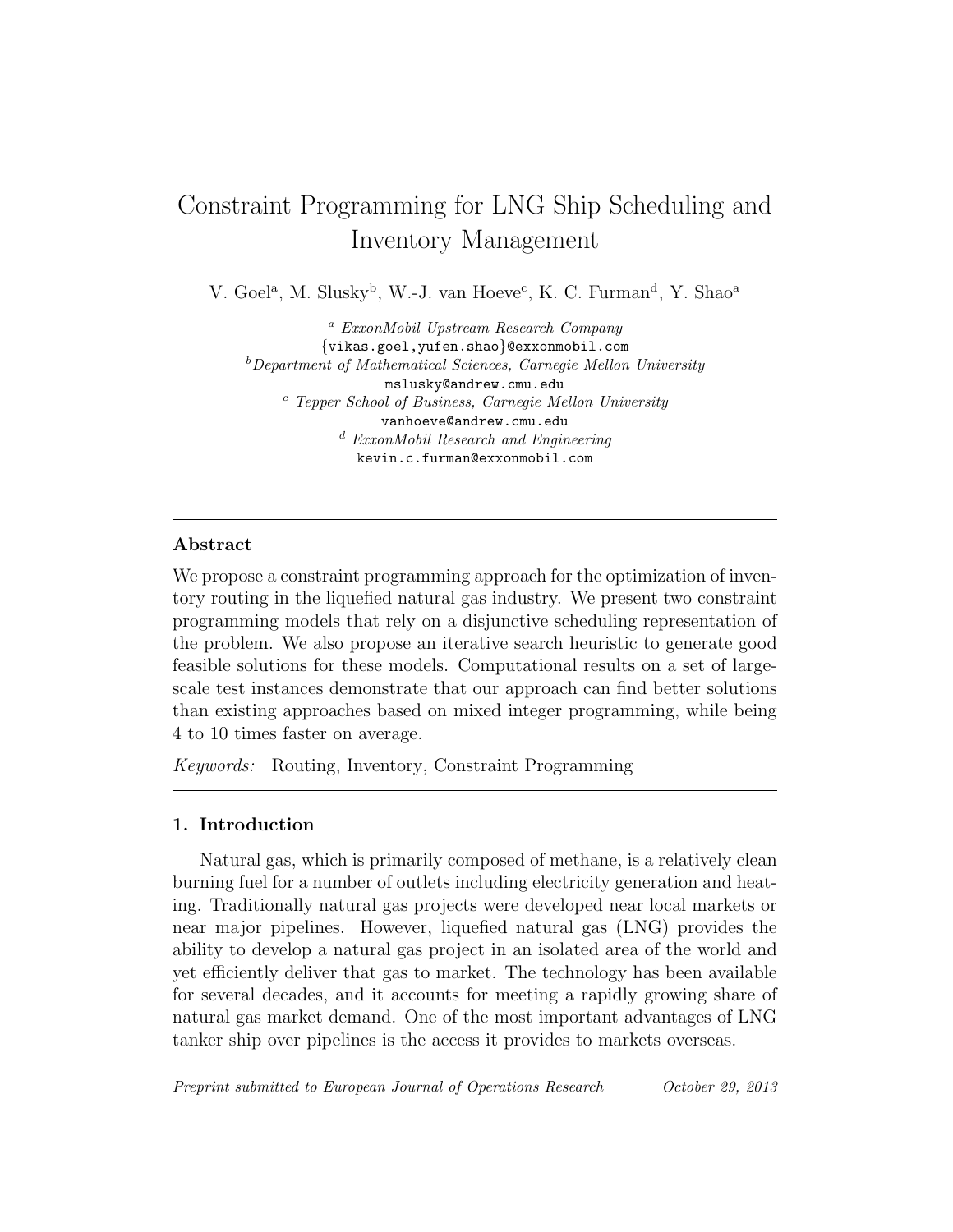# Constraint Programming for LNG Ship Scheduling and Inventory Management

V. Goel[a], M. Slusky[b], W.-J. van Hoeve[c], K. C. Furman[d], Y. Shao[a]

[a] *ExxonMobil Upstream Research Company*
{vikas.goel,yufen.shao}@exxonmobil.com
[b] *Department of Mathematical Sciences, Carnegie Mellon University*
mslusky@andrew.cmu.edu
[c] *Tepper School of Business, Carnegie Mellon University*
vanhoeve@andrew.cmu.edu
[d] *ExxonMobil Research and Engineering*
kevin.c.furman@exxonmobil.com

---

## Abstract

We propose a constraint programming approach for the optimization of inventory routing in the liquefied natural gas industry. We present two constraint programming models that rely on a disjunctive scheduling representation of the problem. We also propose an iterative search heuristic to generate good feasible solutions for these models. Computational results on a set of large-scale test instances demonstrate that our approach can find better solutions than existing approaches based on mixed integer programming, while being 4 to 10 times faster on average.

*Keywords:* Routing, Inventory, Constraint Programming

---

## 1. Introduction

Natural gas, which is primarily composed of methane, is a relatively clean burning fuel for a number of outlets including electricity generation and heating. Traditionally natural gas projects were developed near local markets or near major pipelines. However, liquefied natural gas (LNG) provides the ability to develop a natural gas project in an isolated area of the world and yet efficiently deliver that gas to market. The technology has been available for several decades, and it accounts for meeting a rapidly growing share of natural gas market demand. One of the most important advantages of LNG tanker ship over pipelines is the access it provides to markets overseas.

*Preprint submitted to European Journal of Operations Research October 29, 2013*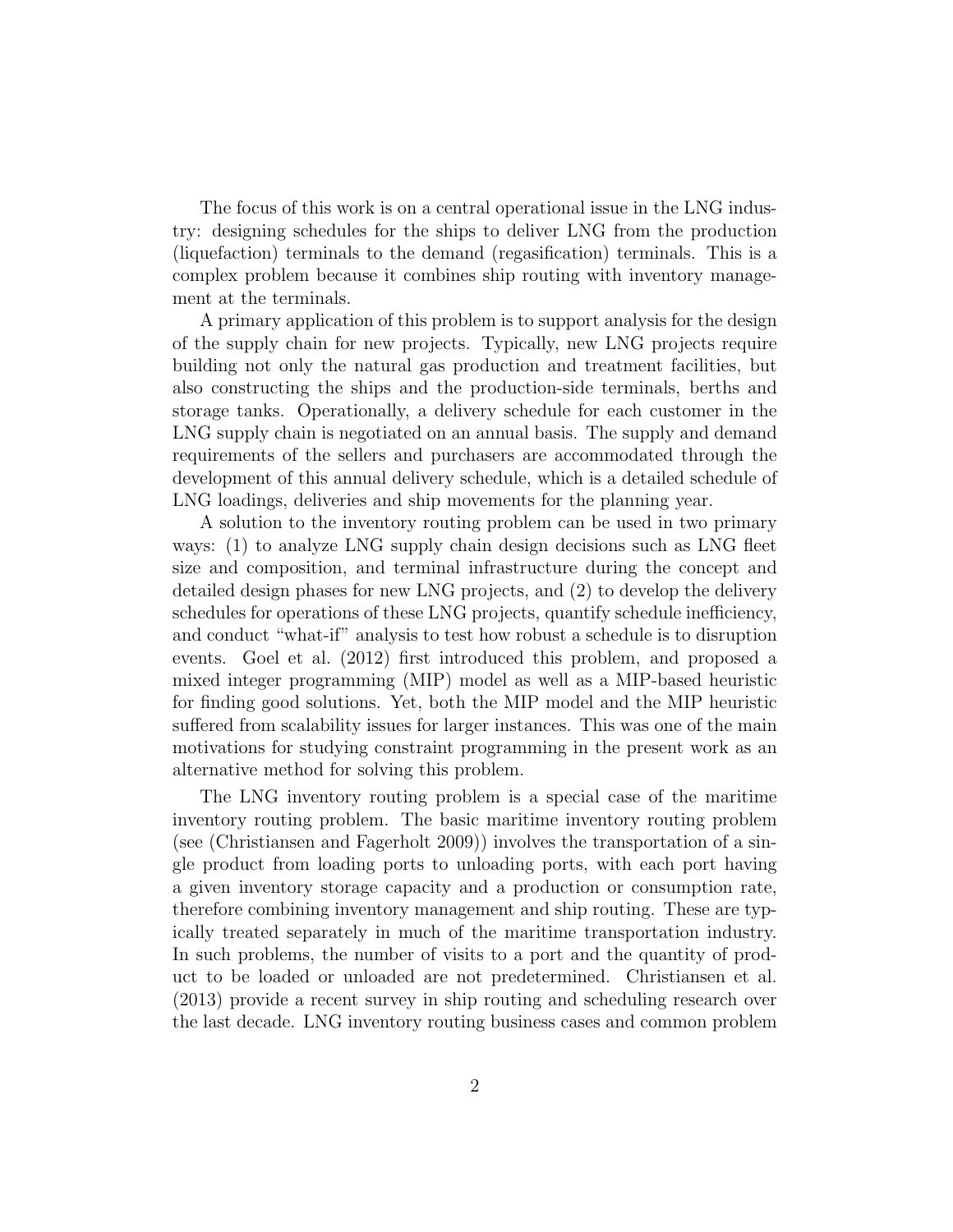The focus of this work is on a central operational issue in the LNG industry: designing schedules for the ships to deliver LNG from the production (liquefaction) terminals to the demand (regasification) terminals. This is a complex problem because it combines ship routing with inventory management at the terminals.

A primary application of this problem is to support analysis for the design of the supply chain for new projects. Typically, new LNG projects require building not only the natural gas production and treatment facilities, but also constructing the ships and the production-side terminals, berths and storage tanks. Operationally, a delivery schedule for each customer in the LNG supply chain is negotiated on an annual basis. The supply and demand requirements of the sellers and purchasers are accommodated through the development of this annual delivery schedule, which is a detailed schedule of LNG loadings, deliveries and ship movements for the planning year.

A solution to the inventory routing problem can be used in two primary ways: (1) to analyze LNG supply chain design decisions such as LNG fleet size and composition, and terminal infrastructure during the concept and detailed design phases for new LNG projects, and (2) to develop the delivery schedules for operations of these LNG projects, quantify schedule inefficiency, and conduct "what-if" analysis to test how robust a schedule is to disruption events. Goel et al. (2012) first introduced this problem, and proposed a mixed integer programming (MIP) model as well as a MIP-based heuristic for finding good solutions. Yet, both the MIP model and the MIP heuristic suffered from scalability issues for larger instances. This was one of the main motivations for studying constraint programming in the present work as an alternative method for solving this problem.

The LNG inventory routing problem is a special case of the maritime inventory routing problem. The basic maritime inventory routing problem (see (Christiansen and Fagerholt 2009)) involves the transportation of a single product from loading ports to unloading ports, with each port having a given inventory storage capacity and a production or consumption rate, therefore combining inventory management and ship routing. These are typically treated separately in much of the maritime transportation industry. In such problems, the number of visits to a port and the quantity of product to be loaded or unloaded are not predetermined. Christiansen et al. (2013) provide a recent survey in ship routing and scheduling research over the last decade. LNG inventory routing business cases and common problem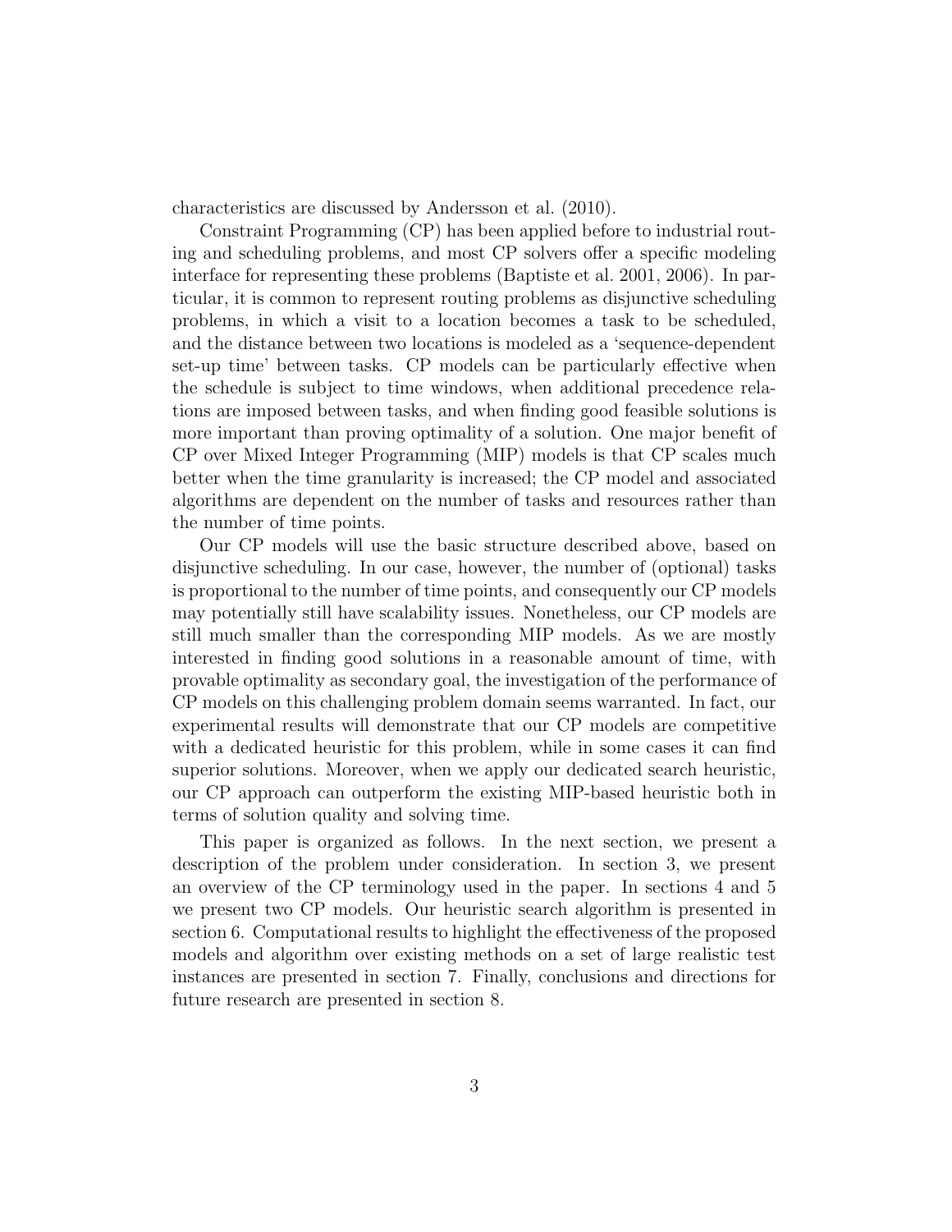characteristics are discussed by Andersson et al. (2010).

Constraint Programming (CP) has been applied before to industrial routing and scheduling problems, and most CP solvers offer a specific modeling interface for representing these problems (Baptiste et al. 2001, 2006). In particular, it is common to represent routing problems as disjunctive scheduling problems, in which a visit to a location becomes a task to be scheduled, and the distance between two locations is modeled as a 'sequence-dependent set-up time' between tasks. CP models can be particularly effective when the schedule is subject to time windows, when additional precedence relations are imposed between tasks, and when finding good feasible solutions is more important than proving optimality of a solution. One major benefit of CP over Mixed Integer Programming (MIP) models is that CP scales much better when the time granularity is increased; the CP model and associated algorithms are dependent on the number of tasks and resources rather than the number of time points.

Our CP models will use the basic structure described above, based on disjunctive scheduling. In our case, however, the number of (optional) tasks is proportional to the number of time points, and consequently our CP models may potentially still have scalability issues. Nonetheless, our CP models are still much smaller than the corresponding MIP models. As we are mostly interested in finding good solutions in a reasonable amount of time, with provable optimality as secondary goal, the investigation of the performance of CP models on this challenging problem domain seems warranted. In fact, our experimental results will demonstrate that our CP models are competitive with a dedicated heuristic for this problem, while in some cases it can find superior solutions. Moreover, when we apply our dedicated search heuristic, our CP approach can outperform the existing MIP-based heuristic both in terms of solution quality and solving time.

This paper is organized as follows. In the next section, we present a description of the problem under consideration. In section 3, we present an overview of the CP terminology used in the paper. In sections 4 and 5 we present two CP models. Our heuristic search algorithm is presented in section 6. Computational results to highlight the effectiveness of the proposed models and algorithm over existing methods on a set of large realistic test instances are presented in section 7. Finally, conclusions and directions for future research are presented in section 8.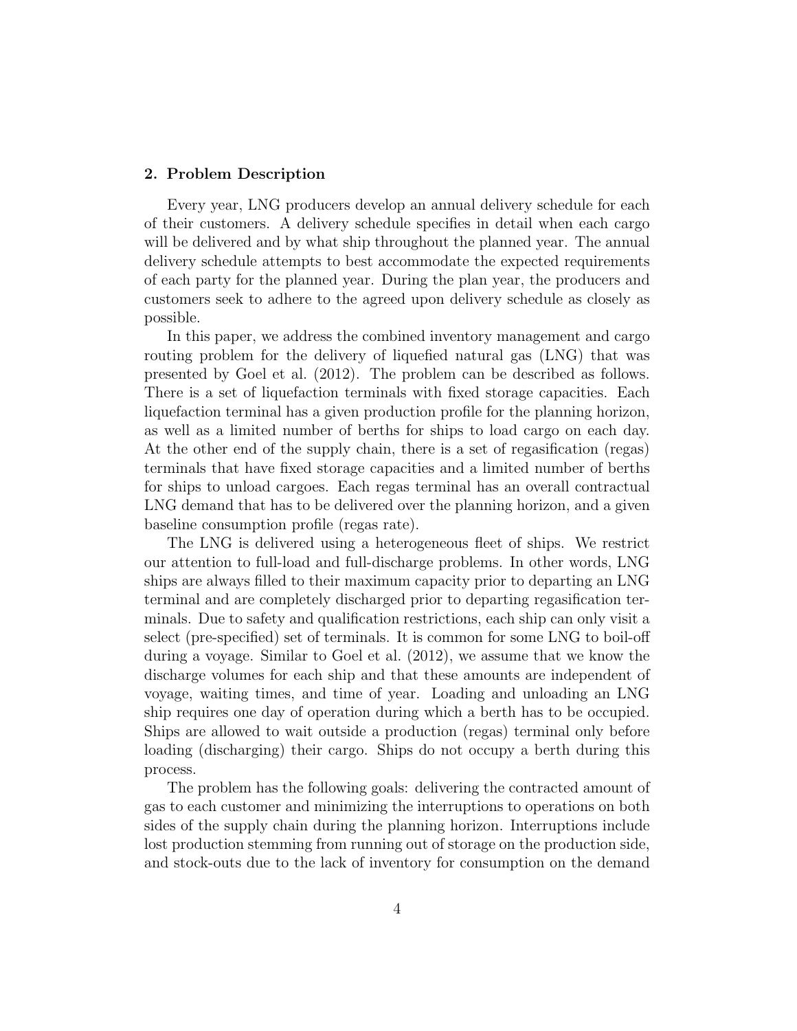## 2. Problem Description

Every year, LNG producers develop an annual delivery schedule for each of their customers. A delivery schedule specifies in detail when each cargo will be delivered and by what ship throughout the planned year. The annual delivery schedule attempts to best accommodate the expected requirements of each party for the planned year. During the plan year, the producers and customers seek to adhere to the agreed upon delivery schedule as closely as possible.

In this paper, we address the combined inventory management and cargo routing problem for the delivery of liquefied natural gas (LNG) that was presented by Goel et al. (2012). The problem can be described as follows. There is a set of liquefaction terminals with fixed storage capacities. Each liquefaction terminal has a given production profile for the planning horizon, as well as a limited number of berths for ships to load cargo on each day. At the other end of the supply chain, there is a set of regasification (regas) terminals that have fixed storage capacities and a limited number of berths for ships to unload cargoes. Each regas terminal has an overall contractual LNG demand that has to be delivered over the planning horizon, and a given baseline consumption profile (regas rate).

The LNG is delivered using a heterogeneous fleet of ships. We restrict our attention to full-load and full-discharge problems. In other words, LNG ships are always filled to their maximum capacity prior to departing an LNG terminal and are completely discharged prior to departing regasification terminals. Due to safety and qualification restrictions, each ship can only visit a select (pre-specified) set of terminals. It is common for some LNG to boil-off during a voyage. Similar to Goel et al. (2012), we assume that we know the discharge volumes for each ship and that these amounts are independent of voyage, waiting times, and time of year. Loading and unloading an LNG ship requires one day of operation during which a berth has to be occupied. Ships are allowed to wait outside a production (regas) terminal only before loading (discharging) their cargo. Ships do not occupy a berth during this process.

The problem has the following goals: delivering the contracted amount of gas to each customer and minimizing the interruptions to operations on both sides of the supply chain during the planning horizon. Interruptions include lost production stemming from running out of storage on the production side, and stock-outs due to the lack of inventory for consumption on the demand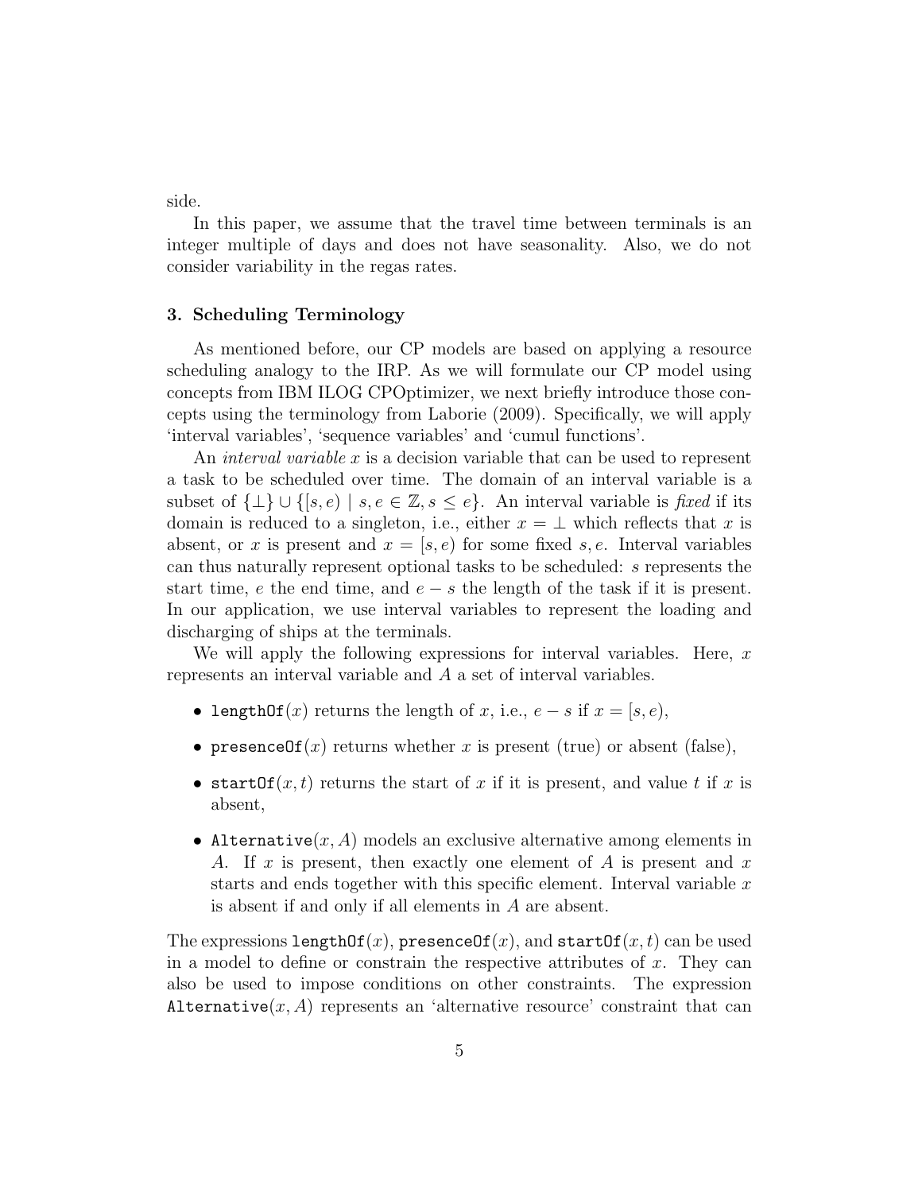side.

In this paper, we assume that the travel time between terminals is an integer multiple of days and does not have seasonality. Also, we do not consider variability in the regas rates.

## 3. Scheduling Terminology

As mentioned before, our CP models are based on applying a resource scheduling analogy to the IRP. As we will formulate our CP model using concepts from IBM ILOG CPOptimizer, we next briefly introduce those concepts using the terminology from Laborie (2009). Specifically, we will apply 'interval variables', 'sequence variables' and 'cumul functions'.

An *interval variable* $x$ is a decision variable that can be used to represent a task to be scheduled over time. The domain of an interval variable is a subset of $\{\perp\} \cup \{[s, e) \mid s, e \in \mathbb{Z}, s \leq e\}$. An interval variable is *fixed* if its domain is reduced to a singleton, i.e., either $x = \perp$ which reflects that $x$ is absent, or $x$ is present and $x = [s, e)$ for some fixed $s, e$. Interval variables can thus naturally represent optional tasks to be scheduled: $s$ represents the start time, $e$ the end time, and $e - s$ the length of the task if it is present. In our application, we use interval variables to represent the loading and discharging of ships at the terminals.

We will apply the following expressions for interval variables. Here, $x$ represents an interval variable and $A$ a set of interval variables.

- `lengthOf`($x$) returns the length of $x$, i.e., $e - s$ if $x = [s, e)$,
- `presenceOf`($x$) returns whether $x$ is present (true) or absent (false),
- `startOf`($x, t$) returns the start of $x$ if it is present, and value $t$ if $x$ is absent,
- `Alternative`($x, A$) models an exclusive alternative among elements in $A$. If $x$ is present, then exactly one element of $A$ is present and $x$ starts and ends together with this specific element. Interval variable $x$ is absent if and only if all elements in $A$ are absent.

The expressions `lengthOf`($x$), `presenceOf`($x$), and `startOf`($x, t$) can be used in a model to define or constrain the respective attributes of $x$. They can also be used to impose conditions on other constraints. The expression `Alternative`($x, A$) represents an 'alternative resource' constraint that can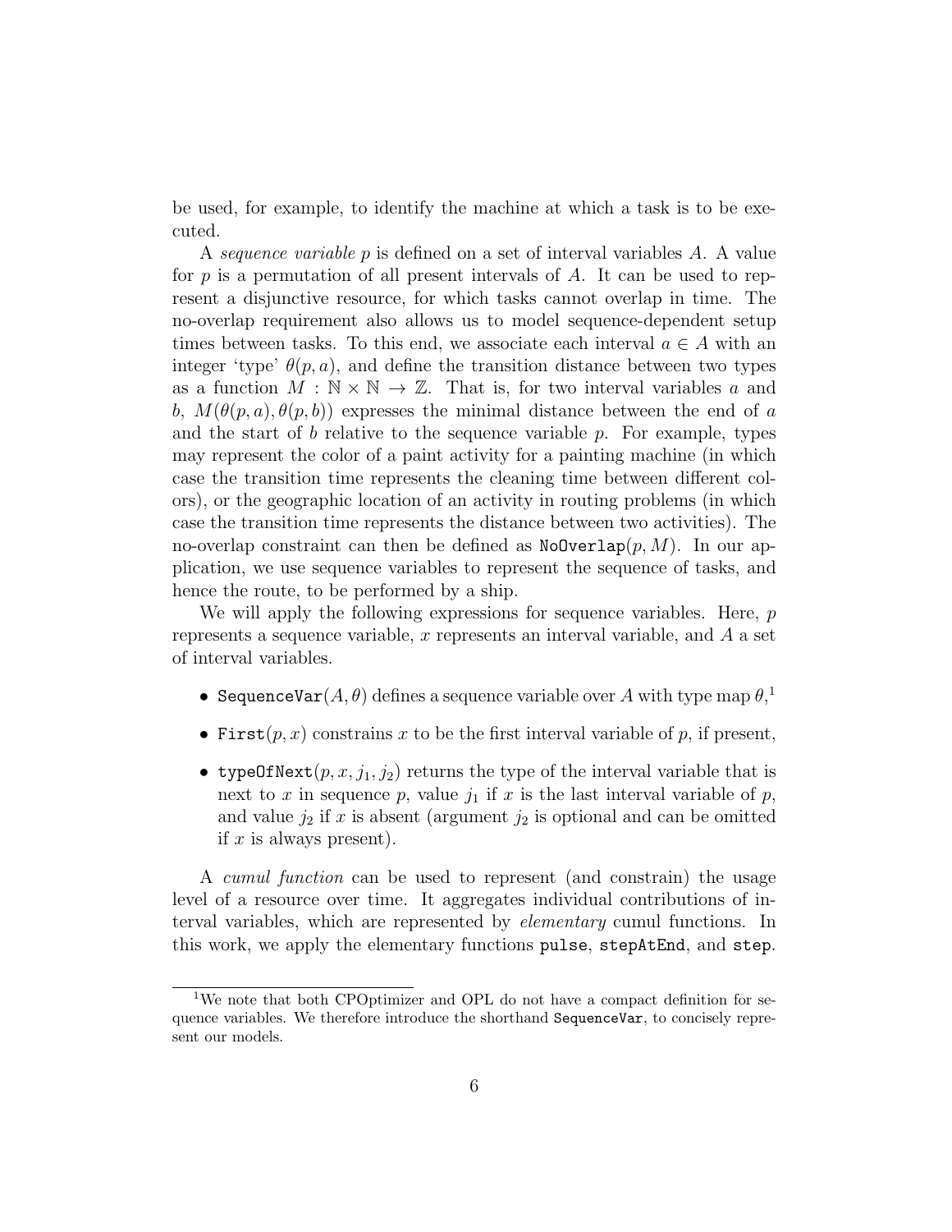be used, for example, to identify the machine at which a task is to be executed.

A *sequence variable* $p$ is defined on a set of interval variables $A$. A value for $p$ is a permutation of all present intervals of $A$. It can be used to represent a disjunctive resource, for which tasks cannot overlap in time. The no-overlap requirement also allows us to model sequence-dependent setup times between tasks. To this end, we associate each interval $a \in A$ with an integer 'type' $\theta(p, a)$, and define the transition distance between two types as a function $M : \mathbb{N} \times \mathbb{N} \to \mathbb{Z}$. That is, for two interval variables $a$ and $b$, $M(\theta(p, a), \theta(p, b))$ expresses the minimal distance between the end of $a$ and the start of $b$ relative to the sequence variable $p$. For example, types may represent the color of a paint activity for a painting machine (in which case the transition time represents the cleaning time between different colors), or the geographic location of an activity in routing problems (in which case the transition time represents the distance between two activities). The no-overlap constraint can then be defined as $\texttt{NoOverlap}(p, M)$. In our application, we use sequence variables to represent the sequence of tasks, and hence the route, to be performed by a ship.

We will apply the following expressions for sequence variables. Here, $p$ represents a sequence variable, $x$ represents an interval variable, and $A$ a set of interval variables.

- $\texttt{SequenceVar}(A, \theta)$ defines a sequence variable over $A$ with type map $\theta$,[1]
- $\texttt{First}(p, x)$ constrains $x$ to be the first interval variable of $p$, if present,
- $\texttt{typeOfNext}(p, x, j_1, j_2)$ returns the type of the interval variable that is next to $x$ in sequence $p$, value $j_1$ if $x$ is the last interval variable of $p$, and value $j_2$ if $x$ is absent (argument $j_2$ is optional and can be omitted if $x$ is always present).

A *cumul function* can be used to represent (and constrain) the usage level of a resource over time. It aggregates individual contributions of interval variables, which are represented by *elementary* cumul functions. In this work, we apply the elementary functions `pulse`, `stepAtEnd`, and `step`.

[1] We note that both CPOptimizer and OPL do not have a compact definition for sequence variables. We therefore introduce the shorthand `SequenceVar`, to concisely represent our models.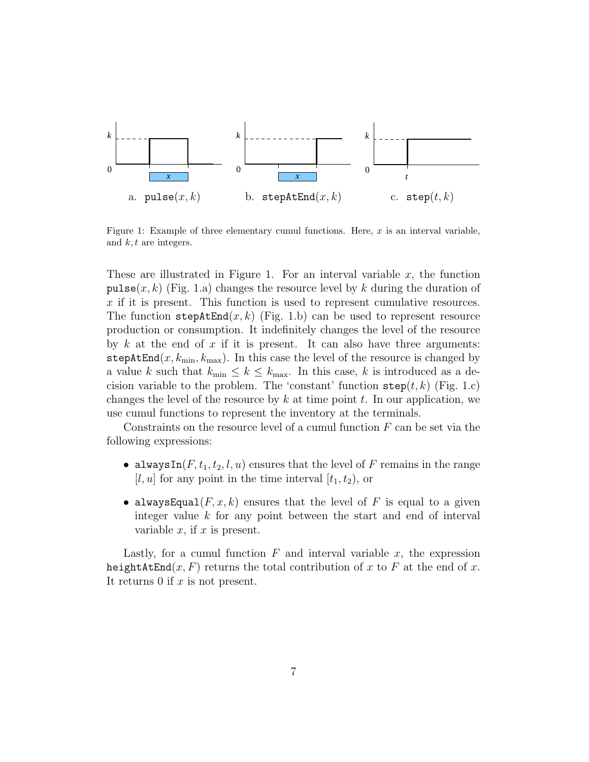a. $\texttt{pulse}(x, k)$ b. $\texttt{stepAtEnd}(x, k)$ c. $\texttt{step}(t, k)$

Figure 1: Example of three elementary cumul functions. Here, $x$ is an interval variable, and $k, t$ are integers.

These are illustrated in Figure 1. For an interval variable $x$, the function $\texttt{pulse}(x, k)$ (Fig. 1.a) changes the resource level by $k$ during the duration of $x$ if it is present. This function is used to represent cumulative resources. The function $\texttt{stepAtEnd}(x, k)$ (Fig. 1.b) can be used to represent resource production or consumption. It indefinitely changes the level of the resource by $k$ at the end of $x$ if it is present. It can also have three arguments: $\texttt{stepAtEnd}(x, k_{\min}, k_{\max})$. In this case the level of the resource is changed by a value $k$ such that $k_{\min} \leq k \leq k_{\max}$. In this case, $k$ is introduced as a decision variable to the problem. The 'constant' function $\texttt{step}(t, k)$ (Fig. 1.c) changes the level of the resource by $k$ at time point $t$. In our application, we use cumul functions to represent the inventory at the terminals.

Constraints on the resource level of a cumul function $F$ can be set via the following expressions:

- $\texttt{alwaysIn}(F, t_1, t_2, l, u)$ ensures that the level of $F$ remains in the range $[l, u]$ for any point in the time interval $[t_1, t_2)$, or
- $\texttt{alwaysEqual}(F, x, k)$ ensures that the level of $F$ is equal to a given integer value $k$ for any point between the start and end of interval variable $x$, if $x$ is present.

Lastly, for a cumul function $F$ and interval variable $x$, the expression $\texttt{heightAtEnd}(x, F)$ returns the total contribution of $x$ to $F$ at the end of $x$. It returns 0 if $x$ is not present.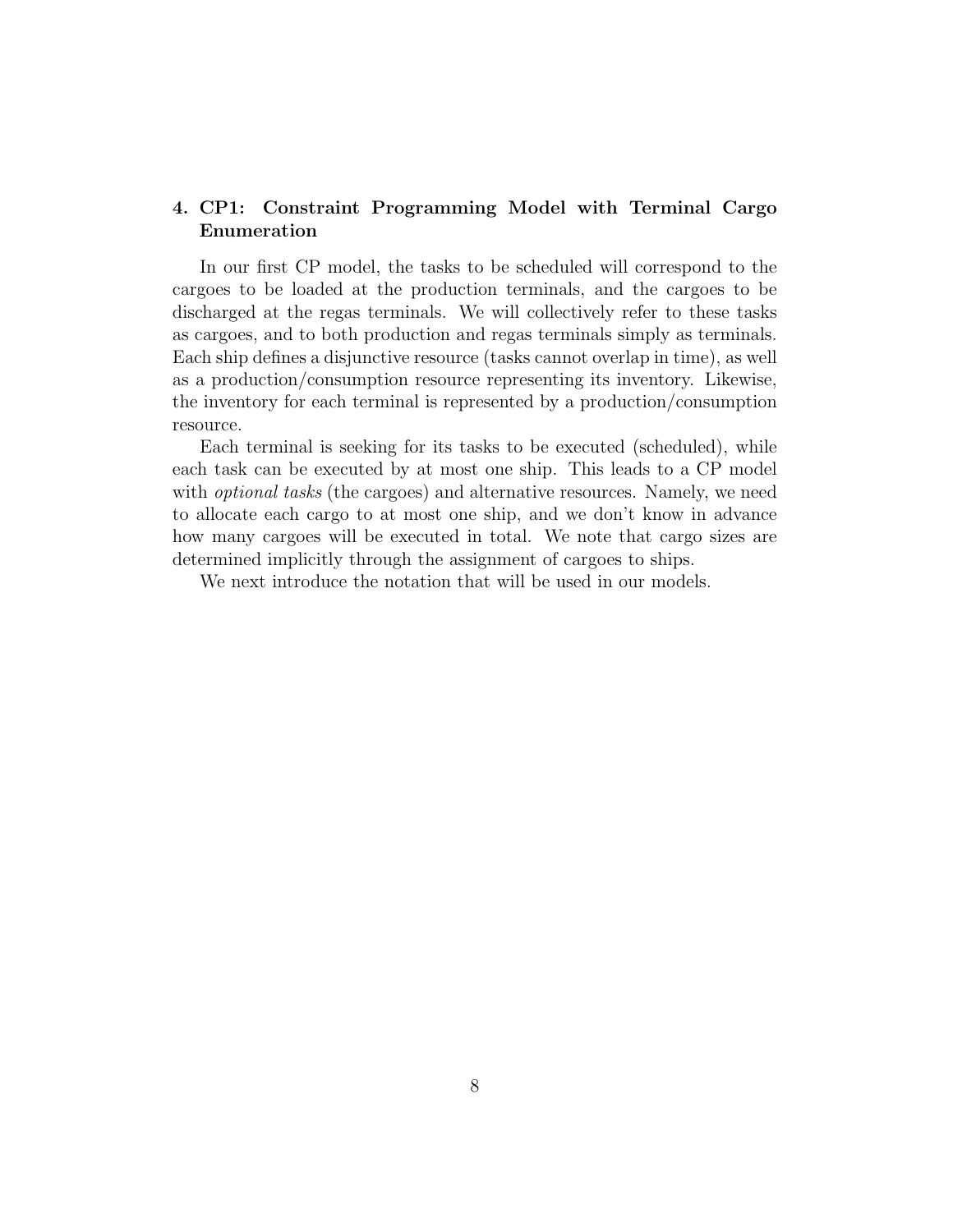## 4. CP1: Constraint Programming Model with Terminal Cargo Enumeration

In our first CP model, the tasks to be scheduled will correspond to the cargoes to be loaded at the production terminals, and the cargoes to be discharged at the regas terminals. We will collectively refer to these tasks as cargoes, and to both production and regas terminals simply as terminals. Each ship defines a disjunctive resource (tasks cannot overlap in time), as well as a production/consumption resource representing its inventory. Likewise, the inventory for each terminal is represented by a production/consumption resource.

Each terminal is seeking for its tasks to be executed (scheduled), while each task can be executed by at most one ship. This leads to a CP model with *optional tasks* (the cargoes) and alternative resources. Namely, we need to allocate each cargo to at most one ship, and we don't know in advance how many cargoes will be executed in total. We note that cargo sizes are determined implicitly through the assignment of cargoes to ships.

We next introduce the notation that will be used in our models.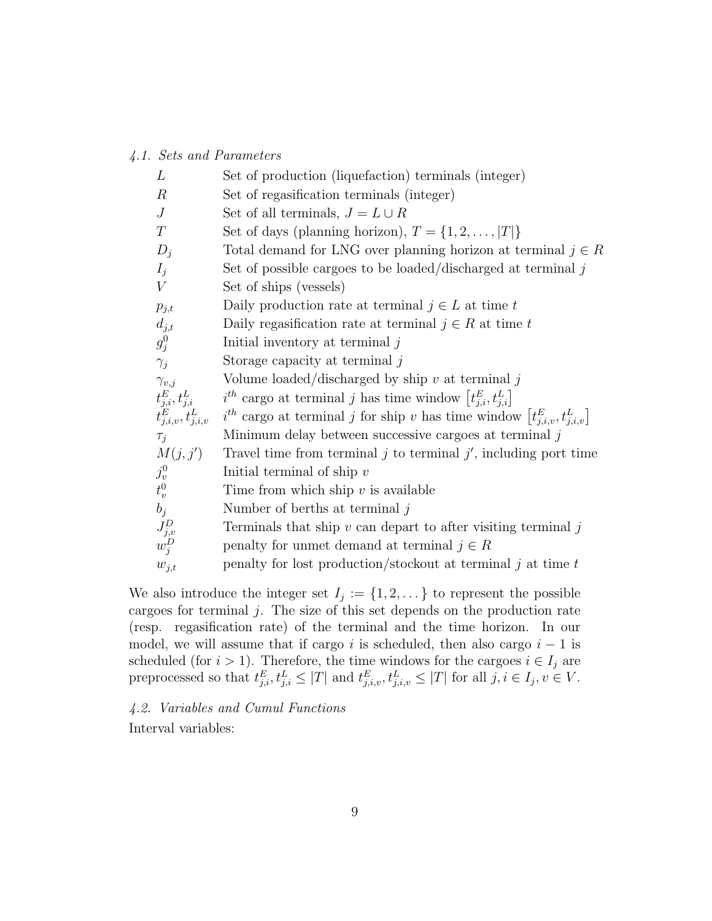### 4.1. Sets and Parameters

| | |
|---|---|
| $L$ | Set of production (liquefaction) terminals (integer) |
| $R$ | Set of regasification terminals (integer) |
| $J$ | Set of all terminals, $J = L \cup R$ |
| $T$ | Set of days (planning horizon), $T = \{1, 2, \ldots, \vert T\vert\}$ |
| $D_j$ | Total demand for LNG over planning horizon at terminal $j \in R$ |
| $I_j$ | Set of possible cargoes to be loaded/discharged at terminal $j$ |
| $V$ | Set of ships (vessels) |
| $p_{j,t}$ | Daily production rate at terminal $j \in L$ at time $t$ |
| $d_{j,t}$ | Daily regasification rate at terminal $j \in R$ at time $t$ |
| $g_j^0$ | Initial inventory at terminal $j$ |
| $\gamma_j$ | Storage capacity at terminal $j$ |
| $\gamma_{v,j}$ | Volume loaded/discharged by ship $v$ at terminal $j$ |
| $t_{j,i}^E, t_{j,i}^L$ | $i^{th}$ cargo at terminal $j$ has time window $\left[t_{j,i}^E, t_{j,i}^L\right]$ |
| $t_{j,i,v}^E, t_{j,i,v}^L$ | $i^{th}$ cargo at terminal $j$ for ship $v$ has time window $\left[t_{j,i,v}^E, t_{j,i,v}^L\right]$ |
| $\tau_j$ | Minimum delay between successive cargoes at terminal $j$ |
| $M(j, j')$ | Travel time from terminal $j$ to terminal $j'$, including port time |
| $j_v^0$ | Initial terminal of ship $v$ |
| $t_v^0$ | Time from which ship $v$ is available |
| $b_j$ | Number of berths at terminal $j$ |
| $J_{j,v}^D$ | Terminals that ship $v$ can depart to after visiting terminal $j$ |
| $w_j^D$ | penalty for unmet demand at terminal $j \in R$ |
| $w_{j,t}$ | penalty for lost production/stockout at terminal $j$ at time $t$ |

We also introduce the integer set $I_j := \{1, 2, \ldots\}$ to represent the possible cargoes for terminal $j$. The size of this set depends on the production rate (resp. regasification rate) of the terminal and the time horizon. In our model, we will assume that if cargo $i$ is scheduled, then also cargo $i - 1$ is scheduled (for $i > 1$). Therefore, the time windows for the cargoes $i \in I_j$ are preprocessed so that $t_{j,i}^E, t_{j,i}^L \leq |T|$ and $t_{j,i,v}^E, t_{j,i,v}^L \leq |T|$ for all $j, i \in I_j, v \in V$.

### 4.2. Variables and Cumul Functions

Interval variables: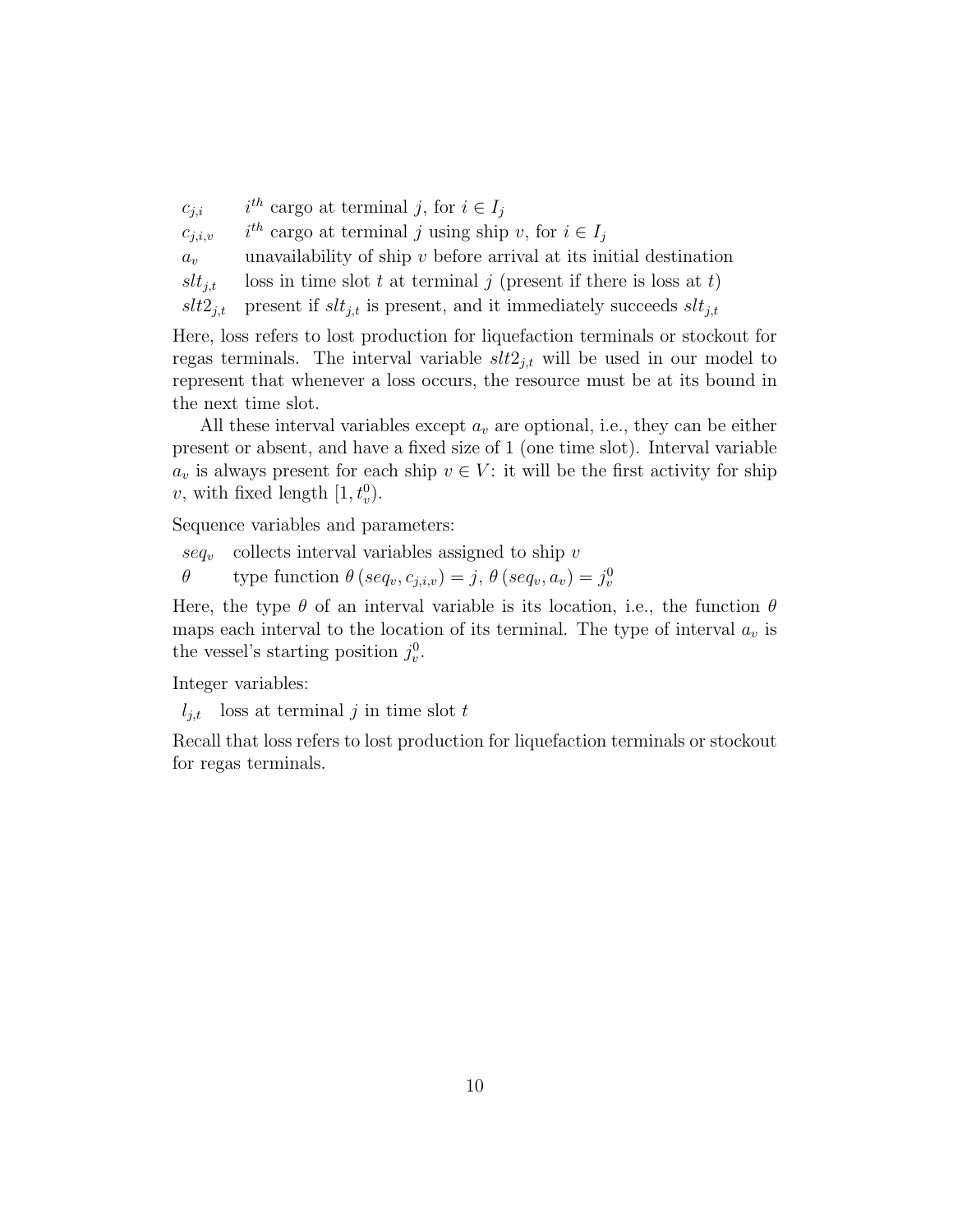| | |
|---|---|
| $c_{j,i}$ | $i^{th}$ cargo at terminal $j$, for $i \in I_j$ |
| $c_{j,i,v}$ | $i^{th}$ cargo at terminal $j$ using ship $v$, for $i \in I_j$ |
| $a_v$ | unavailability of ship $v$ before arrival at its initial destination |
| $slt_{j,t}$ | loss in time slot $t$ at terminal $j$ (present if there is loss at $t$) |
| $slt2_{j,t}$ | present if $slt_{j,t}$ is present, and it immediately succeeds $slt_{j,t}$ |

Here, loss refers to lost production for liquefaction terminals or stockout for regas terminals. The interval variable $slt2_{j,t}$ will be used in our model to represent that whenever a loss occurs, the resource must be at its bound in the next time slot.

All these interval variables except $a_v$ are optional, i.e., they can be either present or absent, and have a fixed size of 1 (one time slot). Interval variable $a_v$ is always present for each ship $v \in V$: it will be the first activity for ship $v$, with fixed length $[1, t_v^0)$.

Sequence variables and parameters:

| | |
|---|---|
| $seq_v$ | collects interval variables assigned to ship $v$ |
| $\theta$ | type function $\theta\left(seq_v, c_{j,i,v}\right) = j$, $\theta\left(seq_v, a_v\right) = j_v^0$ |

Here, the type $\theta$ of an interval variable is its location, i.e., the function $\theta$ maps each interval to the location of its terminal. The type of interval $a_v$ is the vessel's starting position $j_v^0$.

Integer variables:

| | |
|---|---|
| $l_{j,t}$ | loss at terminal $j$ in time slot $t$ |

Recall that loss refers to lost production for liquefaction terminals or stockout for regas terminals.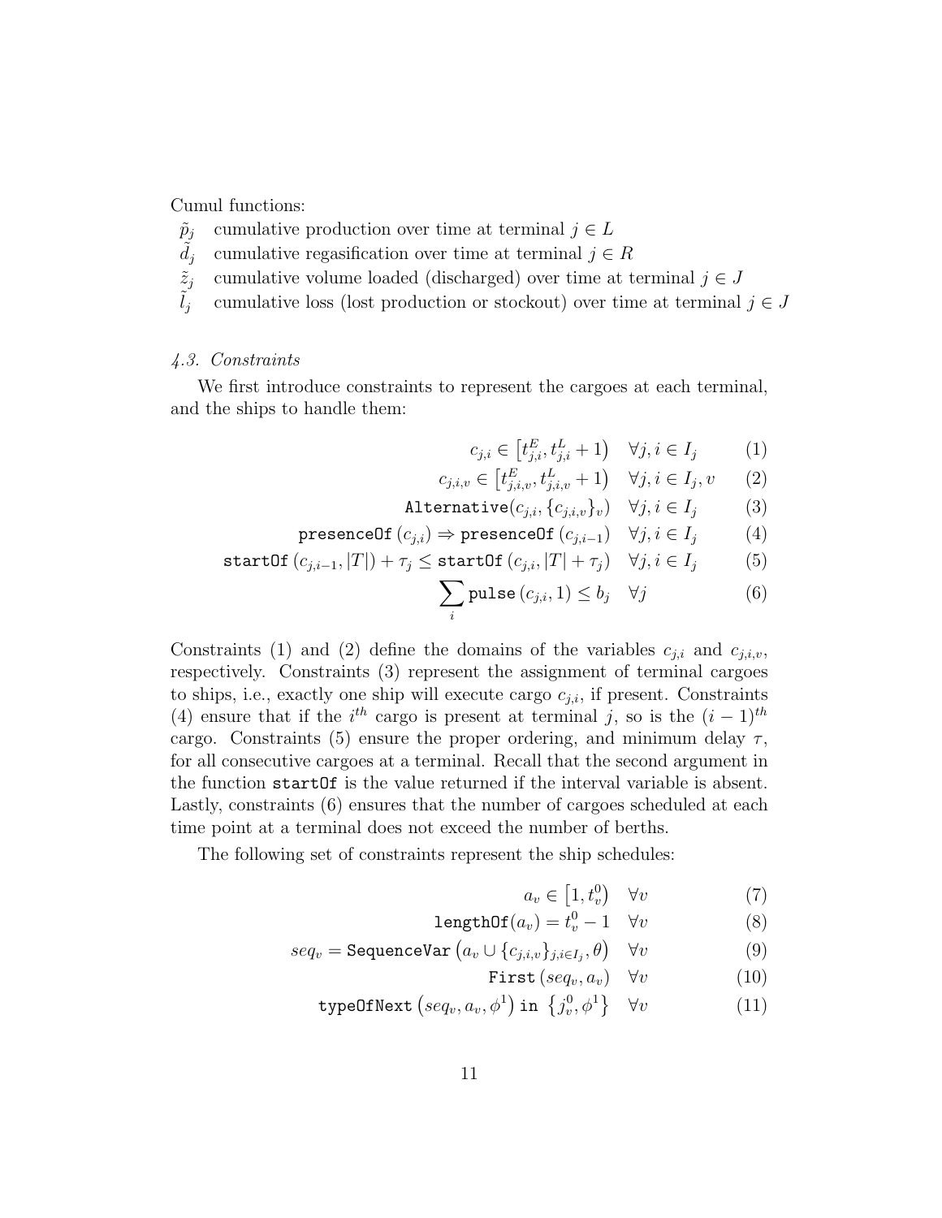Cumul functions:

- $\tilde{p}_j$ cumulative production over time at terminal $j \in L$
- $\tilde{d}_j$ cumulative regasification over time at terminal $j \in R$
- $\tilde{z}_j$ cumulative volume loaded (discharged) over time at terminal $j \in J$
- $\tilde{l}_j$ cumulative loss (lost production or stockout) over time at terminal $j \in J$

### *4.3. Constraints*

We first introduce constraints to represent the cargoes at each terminal, and the ships to handle them:

$$c_{j,i} \in \left[t^E_{j,i}, t^L_{j,i} + 1\right) \quad \forall j, i \in I_j \tag{1}$$

$$c_{j,i,v} \in \left[t^E_{j,i,v}, t^L_{j,i,v} + 1\right) \quad \forall j, i \in I_j, v \tag{2}$$

$$\texttt{Alternative}(c_{j,i}, \{c_{j,i,v}\}_v) \quad \forall j, i \in I_j \tag{3}$$

$$\texttt{presenceOf}\,(c_{j,i}) \Rightarrow \texttt{presenceOf}\,(c_{j,i-1}) \quad \forall j, i \in I_j \tag{4}$$

$$\texttt{startOf}\,(c_{j,i-1}, |T|) + \tau_j \leq \texttt{startOf}\,(c_{j,i}, |T| + \tau_j) \quad \forall j, i \in I_j \tag{5}$$

$$\sum_i \texttt{pulse}\,(c_{j,i}, 1) \leq b_j \quad \forall j \tag{6}$$

Constraints (1) and (2) define the domains of the variables $c_{j,i}$ and $c_{j,i,v}$, respectively. Constraints (3) represent the assignment of terminal cargoes to ships, i.e., exactly one ship will execute cargo $c_{j,i}$, if present. Constraints (4) ensure that if the $i^{th}$ cargo is present at terminal $j$, so is the $(i-1)^{th}$ cargo. Constraints (5) ensure the proper ordering, and minimum delay $\tau$, for all consecutive cargoes at a terminal. Recall that the second argument in the function `startOf` is the value returned if the interval variable is absent. Lastly, constraints (6) ensures that the number of cargoes scheduled at each time point at a terminal does not exceed the number of berths.

The following set of constraints represent the ship schedules:

$$a_v \in \left[1, t^0_v\right) \quad \forall v \tag{7}$$

$$\texttt{lengthOf}(a_v) = t^0_v - 1 \quad \forall v \tag{8}$$

$$seq_v = \texttt{SequenceVar}\left(a_v \cup \{c_{j,i,v}\}_{j,i \in I_j}, \theta\right) \quad \forall v \tag{9}$$

$$\texttt{First}\,(seq_v, a_v) \quad \forall v \tag{10}$$

$$\texttt{typeOfNext}\left(seq_v, a_v, \phi^1\right) \texttt{ in } \left\{j^0_v, \phi^1\right\} \quad \forall v \tag{11}$$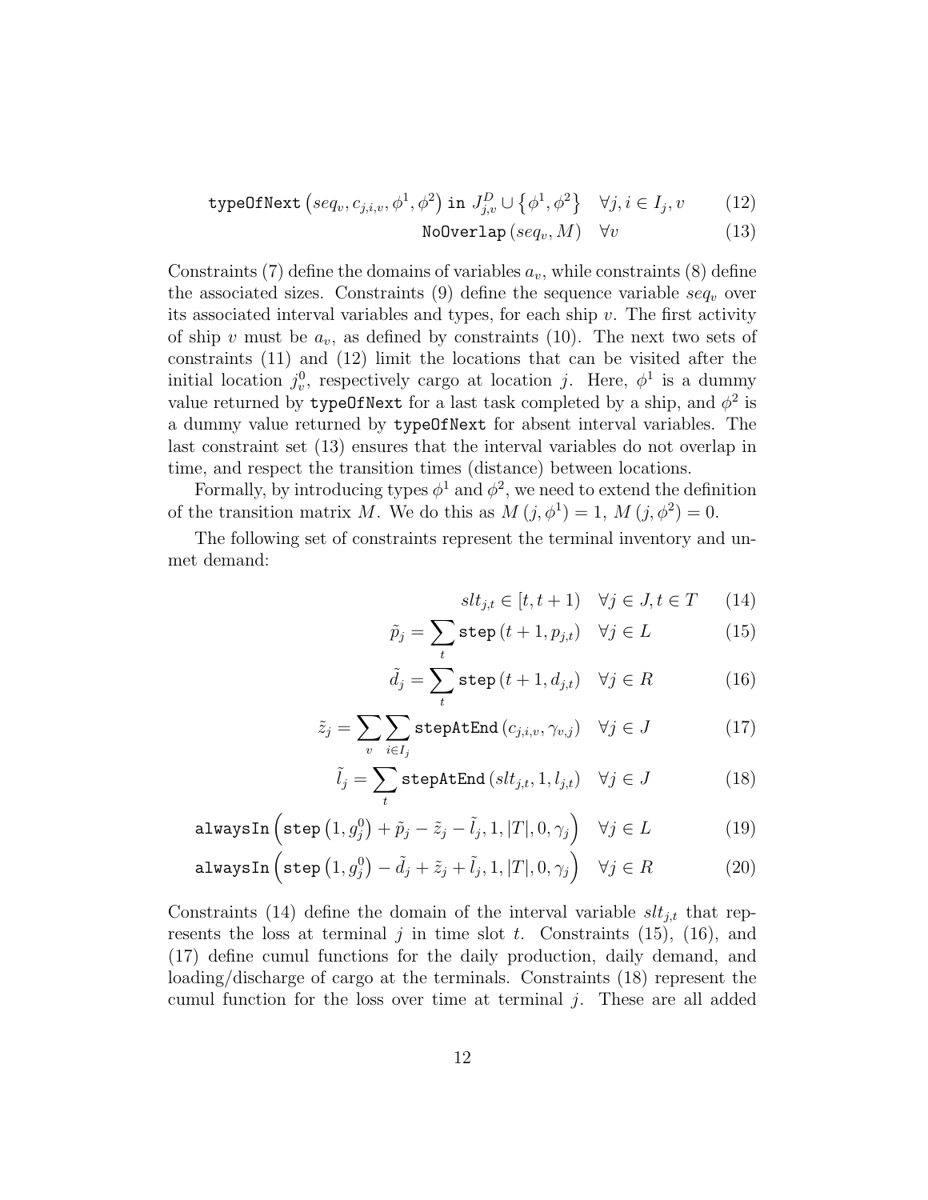$$\texttt{typeOfNext}\left(seq_v, c_{j,i,v}, \phi^1, \phi^2\right) \texttt{ in } J^D_{j,v} \cup \left\{\phi^1, \phi^2\right\} \quad \forall j, i \in I_j, v \tag{12}$$

$$\texttt{NoOverlap}\left(seq_v, M\right) \quad \forall v \tag{13}$$

Constraints (7) define the domains of variables $a_v$, while constraints (8) define the associated sizes. Constraints (9) define the sequence variable $seq_v$ over its associated interval variables and types, for each ship $v$. The first activity of ship $v$ must be $a_v$, as defined by constraints (10). The next two sets of constraints (11) and (12) limit the locations that can be visited after the initial location $j^0_v$, respectively cargo at location $j$. Here, $\phi^1$ is a dummy value returned by `typeOfNext` for a last task completed by a ship, and $\phi^2$ is a dummy value returned by `typeOfNext` for absent interval variables. The last constraint set (13) ensures that the interval variables do not overlap in time, and respect the transition times (distance) between locations.

Formally, by introducing types $\phi^1$ and $\phi^2$, we need to extend the definition of the transition matrix $M$. We do this as $M\left(j, \phi^1\right) = 1$, $M\left(j, \phi^2\right) = 0$.

The following set of constraints represent the terminal inventory and unmet demand:

$$slt_{j,t} \in [t, t+1) \quad \forall j \in J, t \in T \tag{14}$$

$$\tilde{p}_j = \sum_t \texttt{step}\left(t+1, p_{j,t}\right) \quad \forall j \in L \tag{15}$$

$$\tilde{d}_j = \sum_t \texttt{step}\left(t+1, d_{j,t}\right) \quad \forall j \in R \tag{16}$$

$$\tilde{z}_j = \sum_v \sum_{i \in I_j} \texttt{stepAtEnd}\left(c_{j,i,v}, \gamma_{v,j}\right) \quad \forall j \in J \tag{17}$$

$$\tilde{l}_j = \sum_t \texttt{stepAtEnd}\left(slt_{j,t}, 1, l_{j,t}\right) \quad \forall j \in J \tag{18}$$

$$\texttt{alwaysIn}\left(\texttt{step}\left(1, g^0_j\right) + \tilde{p}_j - \tilde{z}_j - \tilde{l}_j, 1, |T|, 0, \gamma_j\right) \quad \forall j \in L \tag{19}$$

$$\texttt{alwaysIn}\left(\texttt{step}\left(1, g^0_j\right) - \tilde{d}_j + \tilde{z}_j + \tilde{l}_j, 1, |T|, 0, \gamma_j\right) \quad \forall j \in R \tag{20}$$

Constraints (14) define the domain of the interval variable $slt_{j,t}$ that represents the loss at terminal $j$ in time slot $t$. Constraints (15), (16), and (17) define cumul functions for the daily production, daily demand, and loading/discharge of cargo at the terminals. Constraints (18) represent the cumul function for the loss over time at terminal $j$. These are all added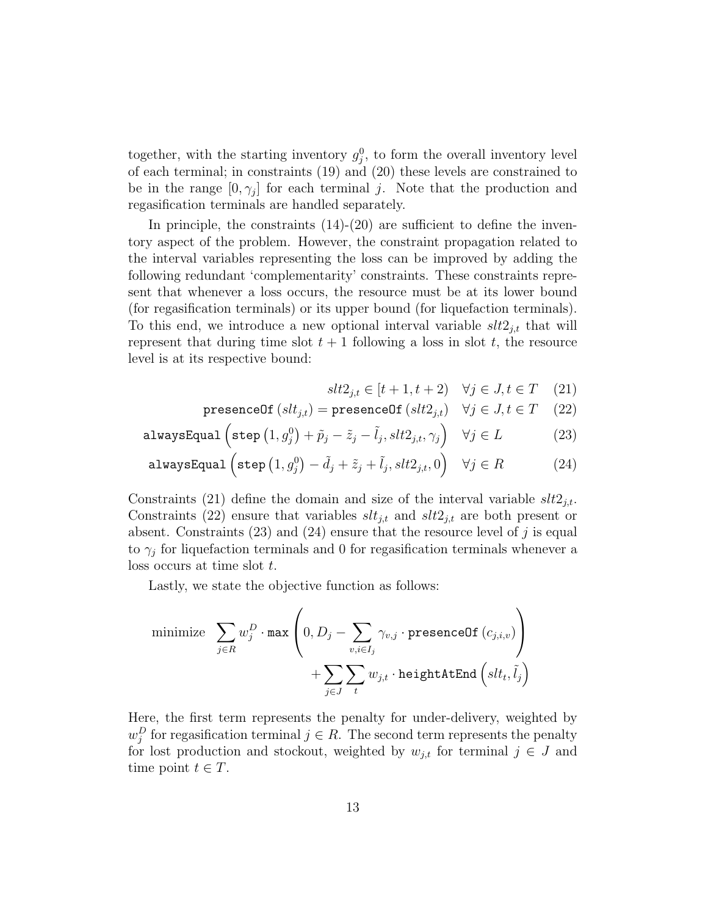together, with the starting inventory $g_j^0$, to form the overall inventory level of each terminal; in constraints (19) and (20) these levels are constrained to be in the range $[0, \gamma_j]$ for each terminal $j$. Note that the production and regasification terminals are handled separately.

In principle, the constraints (14)-(20) are sufficient to define the inventory aspect of the problem. However, the constraint propagation related to the interval variables representing the loss can be improved by adding the following redundant 'complementarity' constraints. These constraints represent that whenever a loss occurs, the resource must be at its lower bound (for regasification terminals) or its upper bound (for liquefaction terminals). To this end, we introduce a new optional interval variable $slt2_{j,t}$ that will represent that during time slot $t+1$ following a loss in slot $t$, the resource level is at its respective bound:

$$slt2_{j,t} \in [t+1, t+2) \quad \forall j \in J, t \in T \tag{21}$$

$$\texttt{presenceOf}\left(slt_{j,t}\right) = \texttt{presenceOf}\left(slt2_{j,t}\right) \quad \forall j \in J, t \in T \tag{22}$$

$$\texttt{alwaysEqual}\left(\texttt{step}\left(1, g_j^0\right) + \tilde{p}_j - \tilde{z}_j - \tilde{l}_j, slt2_{j,t}, \gamma_j\right) \quad \forall j \in L \tag{23}$$

$$\texttt{alwaysEqual}\left(\texttt{step}\left(1, g_j^0\right) - \tilde{d}_j + \tilde{z}_j + \tilde{l}_j, slt2_{j,t}, 0\right) \quad \forall j \in R \tag{24}$$

Constraints (21) define the domain and size of the interval variable $slt2_{j,t}$. Constraints (22) ensure that variables $slt_{j,t}$ and $slt2_{j,t}$ are both present or absent. Constraints (23) and (24) ensure that the resource level of $j$ is equal to $\gamma_j$ for liquefaction terminals and 0 for regasification terminals whenever a loss occurs at time slot $t$.

Lastly, we state the objective function as follows:

$$\text{minimize} \quad \sum_{j \in R} w_j^D \cdot \texttt{max}\left(0, D_j - \sum_{v, i \in I_j} \gamma_{v,j} \cdot \texttt{presenceOf}\left(c_{j,i,v}\right)\right) + \sum_{j \in J} \sum_{t} w_{j,t} \cdot \texttt{heightAtEnd}\left(slt_t, \tilde{l}_j\right)$$

Here, the first term represents the penalty for under-delivery, weighted by $w_j^D$ for regasification terminal $j \in R$. The second term represents the penalty for lost production and stockout, weighted by $w_{j,t}$ for terminal $j \in J$ and time point $t \in T$.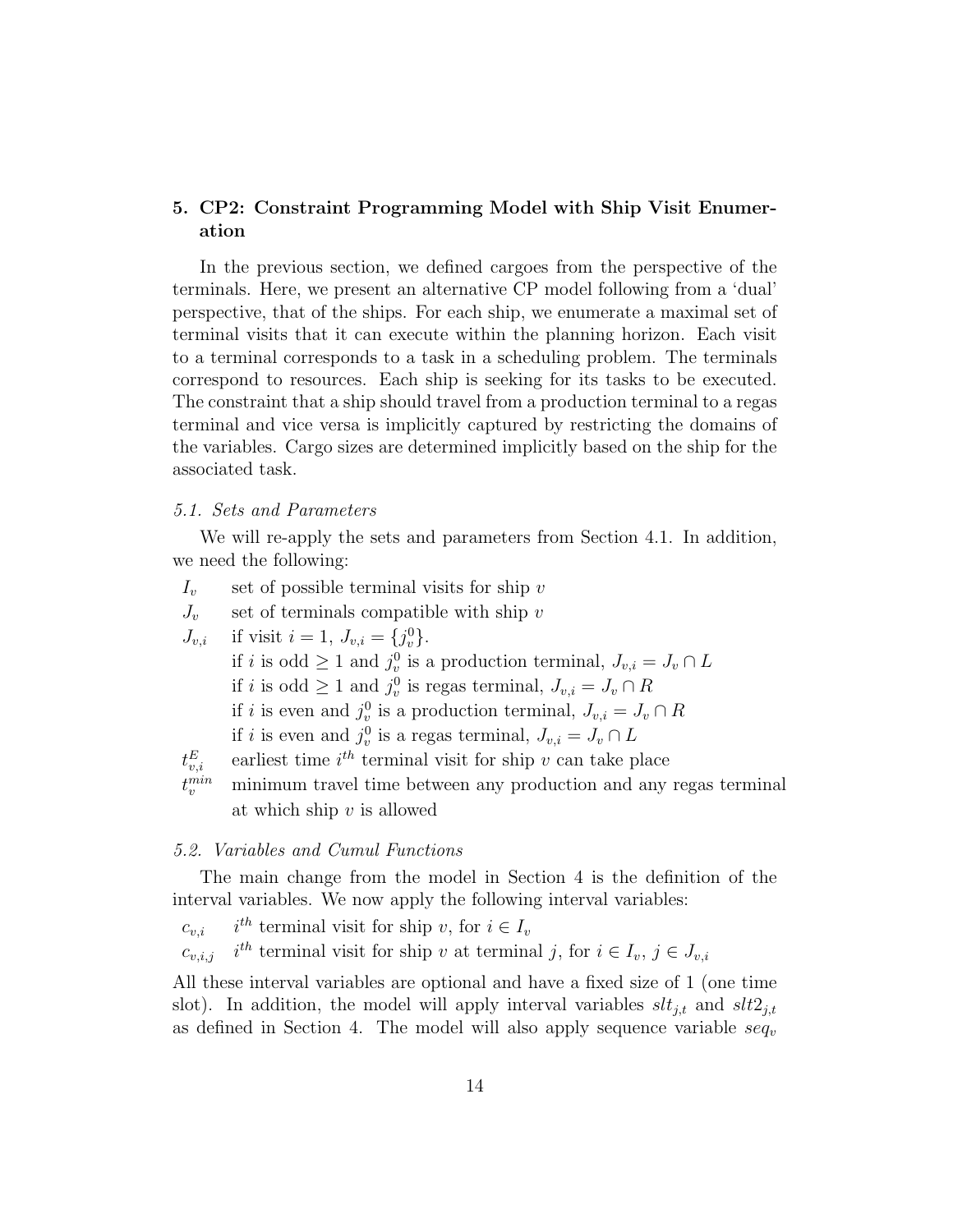## 5. CP2: Constraint Programming Model with Ship Visit Enumeration

In the previous section, we defined cargoes from the perspective of the terminals. Here, we present an alternative CP model following from a 'dual' perspective, that of the ships. For each ship, we enumerate a maximal set of terminal visits that it can execute within the planning horizon. Each visit to a terminal corresponds to a task in a scheduling problem. The terminals correspond to resources. Each ship is seeking for its tasks to be executed. The constraint that a ship should travel from a production terminal to a regas terminal and vice versa is implicitly captured by restricting the domains of the variables. Cargo sizes are determined implicitly based on the ship for the associated task.

### *5.1. Sets and Parameters*

We will re-apply the sets and parameters from Section 4.1. In addition, we need the following:

- $I_v$ — set of possible terminal visits for ship $v$
- $J_v$ — set of terminals compatible with ship $v$
- $J_{v,i}$ — if visit $i = 1$, $J_{v,i} = \{j_v^0\}$.
  - if $i$ is odd $\geq 1$ and $j_v^0$ is a production terminal, $J_{v,i} = J_v \cap L$
  - if $i$ is odd $\geq 1$ and $j_v^0$ is regas terminal, $J_{v,i} = J_v \cap R$
  - if $i$ is even and $j_v^0$ is a production terminal, $J_{v,i} = J_v \cap R$
  - if $i$ is even and $j_v^0$ is a regas terminal, $J_{v,i} = J_v \cap L$
- $t_{v,i}^E$ — earliest time $i^{th}$ terminal visit for ship $v$ can take place
- $t_v^{min}$ — minimum travel time between any production and any regas terminal at which ship $v$ is allowed

### *5.2. Variables and Cumul Functions*

The main change from the model in Section 4 is the definition of the interval variables. We now apply the following interval variables:

- $c_{v,i}$ — $i^{th}$ terminal visit for ship $v$, for $i \in I_v$
- $c_{v,i,j}$ — $i^{th}$ terminal visit for ship $v$ at terminal $j$, for $i \in I_v$, $j \in J_{v,i}$

All these interval variables are optional and have a fixed size of 1 (one time slot). In addition, the model will apply interval variables $slt_{j,t}$ and $slt2_{j,t}$ as defined in Section 4. The model will also apply sequence variable $seq_v$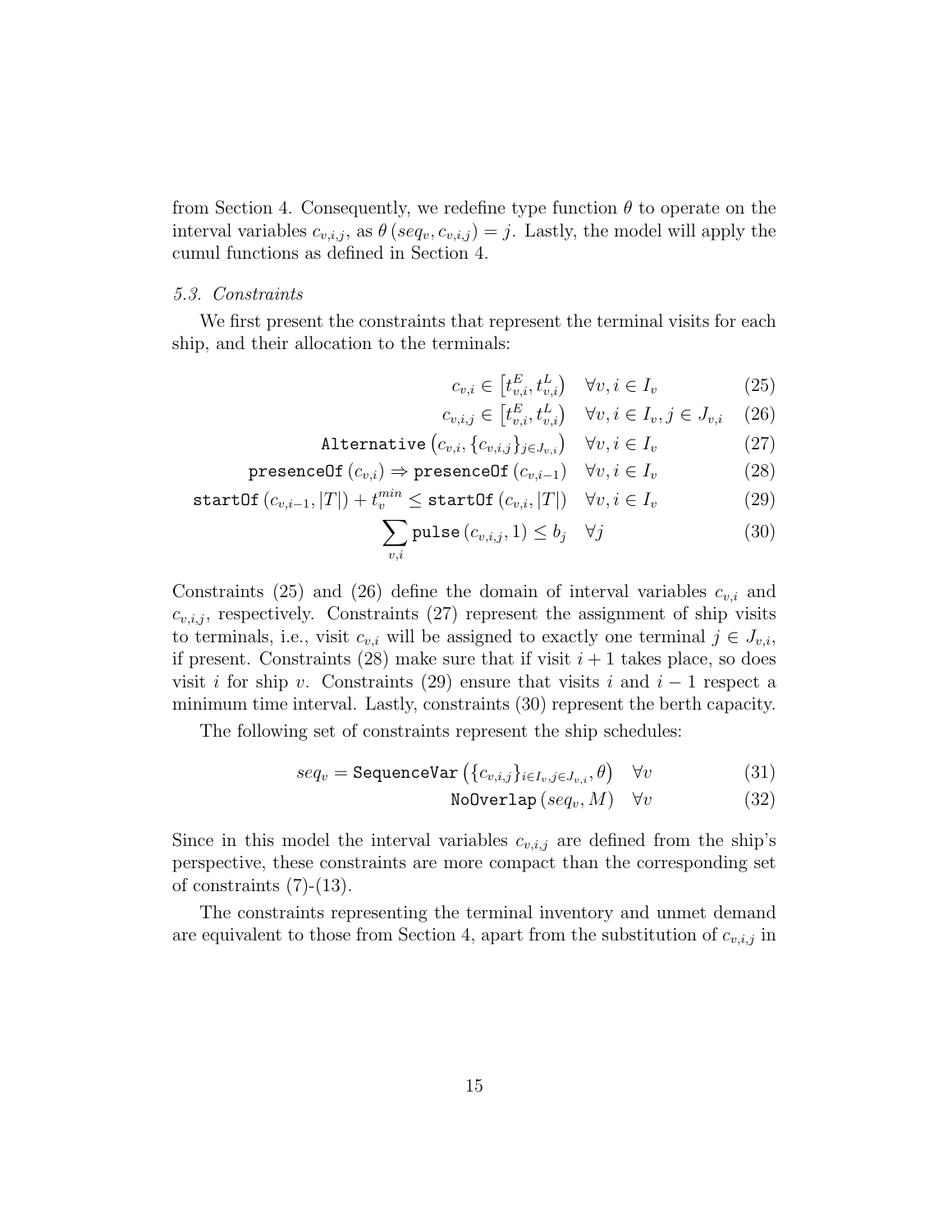from Section 4. Consequently, we redefine type function $\theta$ to operate on the interval variables $c_{v,i,j}$, as $\theta\left(seq_v, c_{v,i,j}\right) = j$. Lastly, the model will apply the cumul functions as defined in Section 4.

### 5.3. Constraints

We first present the constraints that represent the terminal visits for each ship, and their allocation to the terminals:

$$c_{v,i} \in \left[t^E_{v,i}, t^L_{v,i}\right) \quad \forall v, i \in I_v \tag{25}$$

$$c_{v,i,j} \in \left[t^E_{v,i}, t^L_{v,i}\right) \quad \forall v, i \in I_v, j \in J_{v,i} \tag{26}$$

$$\texttt{Alternative}\left(c_{v,i}, \{c_{v,i,j}\}_{j \in J_{v,i}}\right) \quad \forall v, i \in I_v \tag{27}$$

$$\texttt{presenceOf}\left(c_{v,i}\right) \Rightarrow \texttt{presenceOf}\left(c_{v,i-1}\right) \quad \forall v, i \in I_v \tag{28}$$

$$\texttt{startOf}\left(c_{v,i-1}, |T|\right) + t^{min}_v \leq \texttt{startOf}\left(c_{v,i}, |T|\right) \quad \forall v, i \in I_v \tag{29}$$

$$\sum_{v,i} \texttt{pulse}\left(c_{v,i,j}, 1\right) \leq b_j \quad \forall j \tag{30}$$

Constraints (25) and (26) define the domain of interval variables $c_{v,i}$ and $c_{v,i,j}$, respectively. Constraints (27) represent the assignment of ship visits to terminals, i.e., visit $c_{v,i}$ will be assigned to exactly one terminal $j \in J_{v,i}$, if present. Constraints (28) make sure that if visit $i+1$ takes place, so does visit $i$ for ship $v$. Constraints (29) ensure that visits $i$ and $i-1$ respect a minimum time interval. Lastly, constraints (30) represent the berth capacity.

The following set of constraints represent the ship schedules:

$$seq_v = \texttt{SequenceVar}\left(\{c_{v,i,j}\}_{i \in I_v, j \in J_{v,i}}, \theta\right) \quad \forall v \tag{31}$$

$$\texttt{NoOverlap}\left(seq_v, M\right) \quad \forall v \tag{32}$$

Since in this model the interval variables $c_{v,i,j}$ are defined from the ship's perspective, these constraints are more compact than the corresponding set of constraints (7)-(13).

The constraints representing the terminal inventory and unmet demand are equivalent to those from Section 4, apart from the substitution of $c_{v,i,j}$ in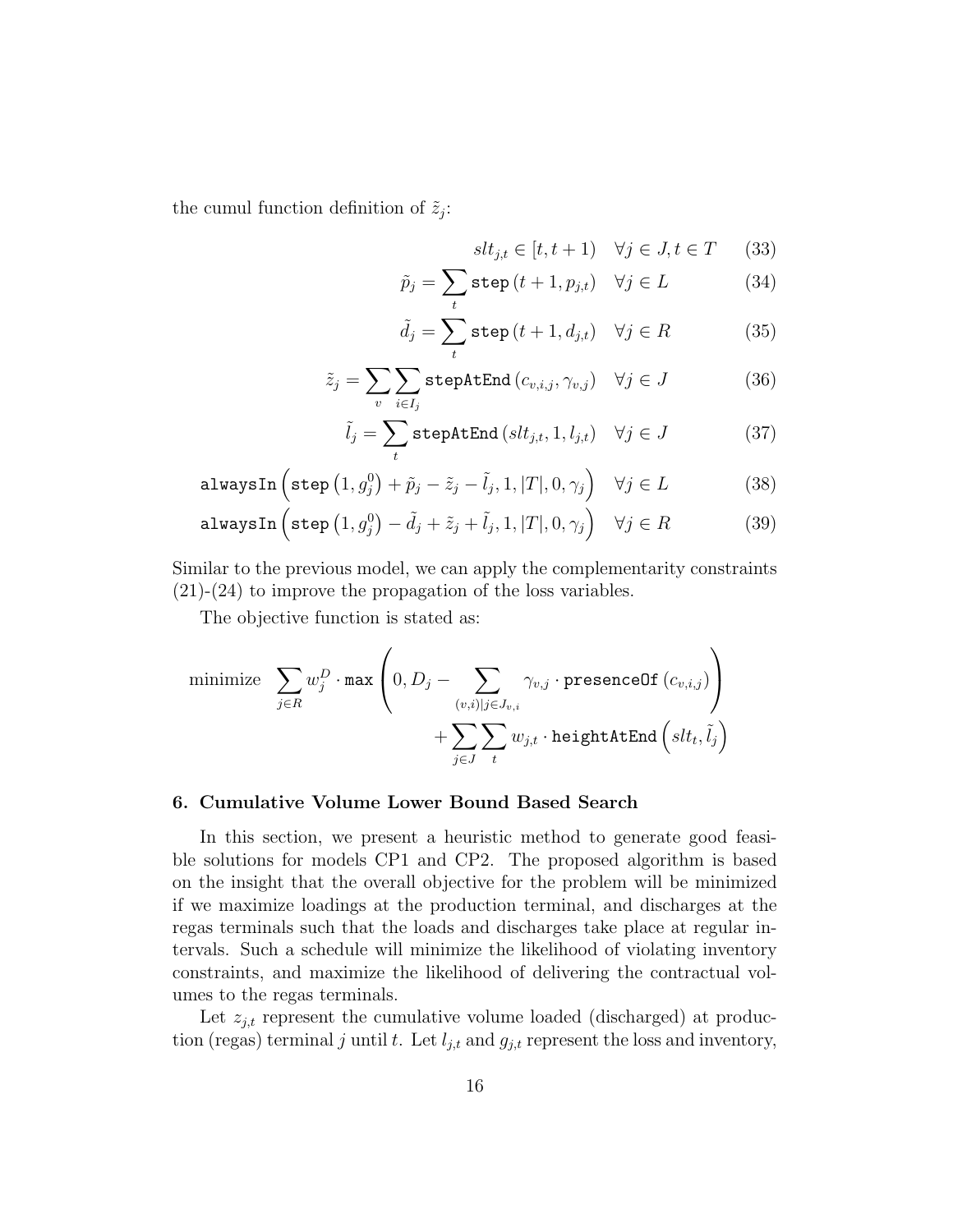the cumul function definition of $\tilde{z}_j$:

$$slt_{j,t} \in [t, t+1) \quad \forall j \in J, t \in T \tag{33}$$

$$\tilde{p}_j = \sum_t \texttt{step}\left(t+1, p_{j,t}\right) \quad \forall j \in L \tag{34}$$

$$\tilde{d}_j = \sum_t \texttt{step}\left(t+1, d_{j,t}\right) \quad \forall j \in R \tag{35}$$

$$\tilde{z}_j = \sum_v \sum_{i \in I_j} \texttt{stepAtEnd}\left(c_{v,i,j}, \gamma_{v,j}\right) \quad \forall j \in J \tag{36}$$

$$\tilde{l}_j = \sum_t \texttt{stepAtEnd}\left(slt_{j,t}, 1, l_{j,t}\right) \quad \forall j \in J \tag{37}$$

$$\texttt{alwaysIn}\left(\texttt{step}\left(1, g_j^0\right) + \tilde{p}_j - \tilde{z}_j - \tilde{l}_j, 1, |T|, 0, \gamma_j\right) \quad \forall j \in L \tag{38}$$

$$\texttt{alwaysIn}\left(\texttt{step}\left(1, g_j^0\right) - \tilde{d}_j + \tilde{z}_j + \tilde{l}_j, 1, |T|, 0, \gamma_j\right) \quad \forall j \in R \tag{39}$$

Similar to the previous model, we can apply the complementarity constraints (21)-(24) to improve the propagation of the loss variables.

The objective function is stated as:

$$\text{minimize} \quad \sum_{j \in R} w_j^D \cdot \texttt{max}\left(0, D_j - \sum_{(v,i) | j \in J_{v,i}} \gamma_{v,j} \cdot \texttt{presenceOf}\left(c_{v,i,j}\right)\right) + \sum_{j \in J} \sum_t w_{j,t} \cdot \texttt{heightAtEnd}\left(slt_t, \tilde{l}_j\right)$$

## 6. Cumulative Volume Lower Bound Based Search

In this section, we present a heuristic method to generate good feasible solutions for models CP1 and CP2. The proposed algorithm is based on the insight that the overall objective for the problem will be minimized if we maximize loadings at the production terminal, and discharges at the regas terminals such that the loads and discharges take place at regular intervals. Such a schedule will minimize the likelihood of violating inventory constraints, and maximize the likelihood of delivering the contractual volumes to the regas terminals.

Let $z_{j,t}$ represent the cumulative volume loaded (discharged) at production (regas) terminal $j$ until $t$. Let $l_{j,t}$ and $g_{j,t}$ represent the loss and inventory,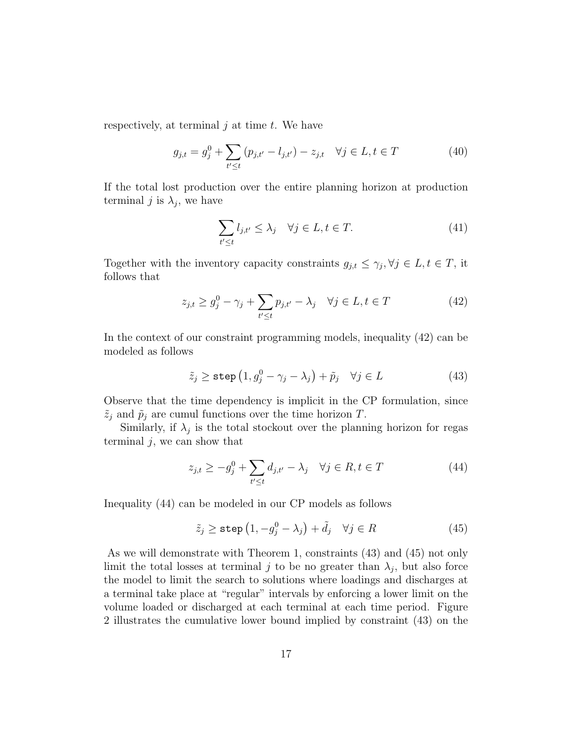respectively, at terminal $j$ at time $t$. We have

$$g_{j,t} = g_j^0 + \sum_{t' \leq t} (p_{j,t'} - l_{j,t'}) - z_{j,t} \quad \forall j \in L, t \in T \tag{40}$$

If the total lost production over the entire planning horizon at production terminal $j$ is $\lambda_j$, we have

$$\sum_{t' \leq t} l_{j,t'} \leq \lambda_j \quad \forall j \in L, t \in T. \tag{41}$$

Together with the inventory capacity constraints $g_{j,t} \leq \gamma_j, \forall j \in L, t \in T$, it follows that

$$z_{j,t} \geq g_j^0 - \gamma_j + \sum_{t' \leq t} p_{j,t'} - \lambda_j \quad \forall j \in L, t \in T \tag{42}$$

In the context of our constraint programming models, inequality (42) can be modeled as follows

$$\tilde{z}_j \geq \texttt{step}\left(1, g_j^0 - \gamma_j - \lambda_j\right) + \tilde{p}_j \quad \forall j \in L \tag{43}$$

Observe that the time dependency is implicit in the CP formulation, since $\tilde{z}_j$ and $\tilde{p}_j$ are cumul functions over the time horizon $T$.

Similarly, if $\lambda_j$ is the total stockout over the planning horizon for regas terminal $j$, we can show that

$$z_{j,t} \geq -g_j^0 + \sum_{t' \leq t} d_{j,t'} - \lambda_j \quad \forall j \in R, t \in T \tag{44}$$

Inequality (44) can be modeled in our CP models as follows

$$\tilde{z}_j \geq \texttt{step}\left(1, -g_j^0 - \lambda_j\right) + \tilde{d}_j \quad \forall j \in R \tag{45}$$

As we will demonstrate with Theorem 1, constraints (43) and (45) not only limit the total losses at terminal $j$ to be no greater than $\lambda_j$, but also force the model to limit the search to solutions where loadings and discharges at a terminal take place at "regular" intervals by enforcing a lower limit on the volume loaded or discharged at each terminal at each time period. Figure 2 illustrates the cumulative lower bound implied by constraint (43) on the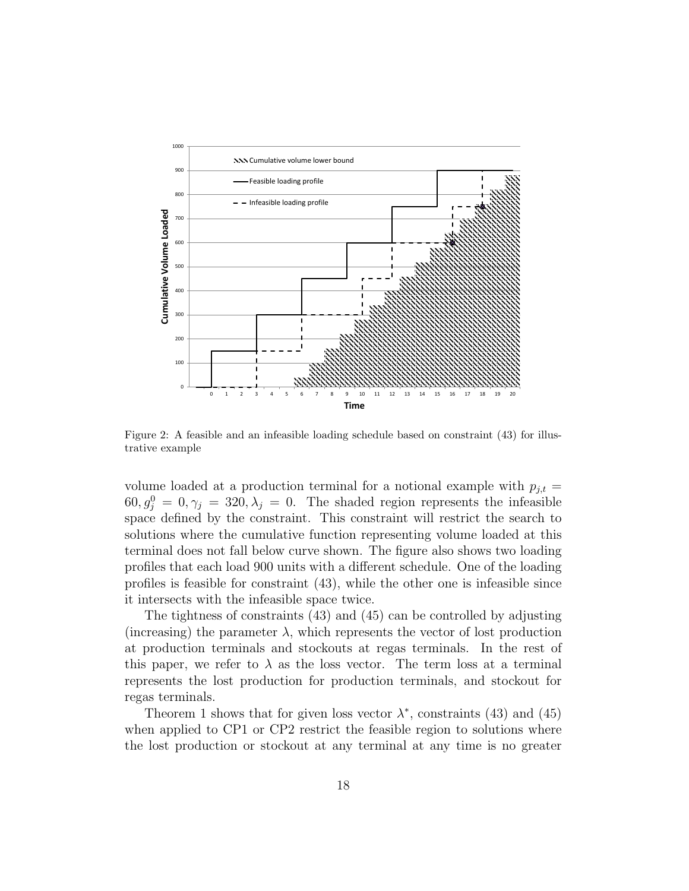Figure 2: A feasible and an infeasible loading schedule based on constraint (43) for illustrative example

volume loaded at a production terminal for a notional example with $p_{j,t} = 60, g_j^0 = 0, \gamma_j = 320, \lambda_j = 0$. The shaded region represents the infeasible space defined by the constraint. This constraint will restrict the search to solutions where the cumulative function representing volume loaded at this terminal does not fall below curve shown. The figure also shows two loading profiles that each load 900 units with a different schedule. One of the loading profiles is feasible for constraint (43), while the other one is infeasible since it intersects with the infeasible space twice.

The tightness of constraints (43) and (45) can be controlled by adjusting (increasing) the parameter $\lambda$, which represents the vector of lost production at production terminals and stockouts at regas terminals. In the rest of this paper, we refer to $\lambda$ as the loss vector. The term loss at a terminal represents the lost production for production terminals, and stockout for regas terminals.

Theorem 1 shows that for given loss vector $\lambda^*$, constraints (43) and (45) when applied to CP1 or CP2 restrict the feasible region to solutions where the lost production or stockout at any terminal at any time is no greater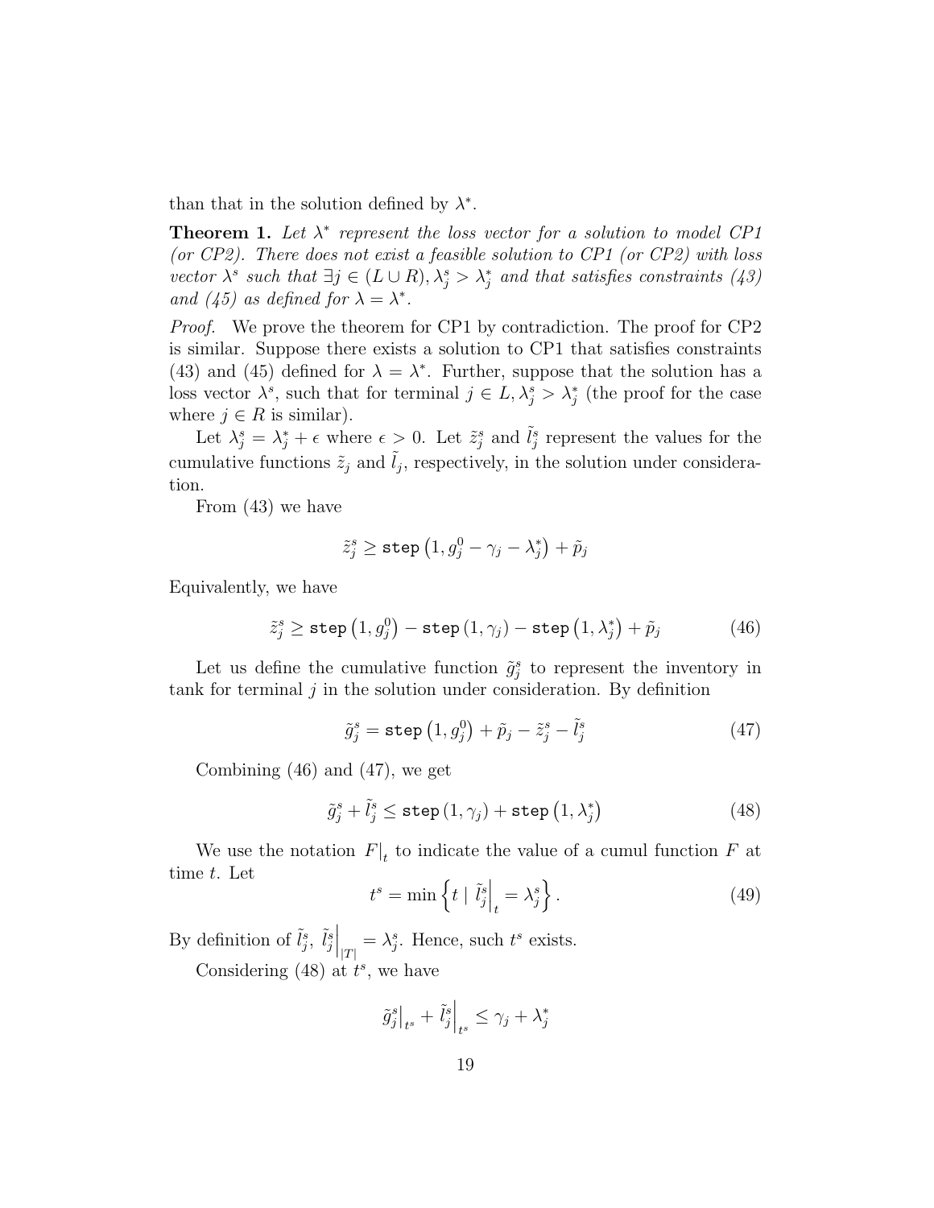than that in the solution defined by $\lambda^*$.

**Theorem 1.** *Let $\lambda^*$ represent the loss vector for a solution to model CP1 (or CP2). There does not exist a feasible solution to CP1 (or CP2) with loss vector $\lambda^s$ such that $\exists j \in (L \cup R), \lambda_j^s > \lambda_j^*$ and that satisfies constraints (43) and (45) as defined for $\lambda = \lambda^*$.*

*Proof.* We prove the theorem for CP1 by contradiction. The proof for CP2 is similar. Suppose there exists a solution to CP1 that satisfies constraints (43) and (45) defined for $\lambda = \lambda^*$. Further, suppose that the solution has a loss vector $\lambda^s$, such that for terminal $j \in L, \lambda_j^s > \lambda_j^*$ (the proof for the case where $j \in R$ is similar).

Let $\lambda_j^s = \lambda_j^* + \epsilon$ where $\epsilon > 0$. Let $\tilde{z}_j^s$ and $\tilde{l}_j^s$ represent the values for the cumulative functions $\tilde{z}_j$ and $\tilde{l}_j$, respectively, in the solution under consideration.

From (43) we have

$$\tilde{z}_j^s \geq \texttt{step}\left(1, g_j^0 - \gamma_j - \lambda_j^*\right) + \tilde{p}_j$$

Equivalently, we have

$$\tilde{z}_j^s \geq \texttt{step}\left(1, g_j^0\right) - \texttt{step}\left(1, \gamma_j\right) - \texttt{step}\left(1, \lambda_j^*\right) + \tilde{p}_j \tag{46}$$

Let us define the cumulative function $\tilde{g}_j^s$ to represent the inventory in tank for terminal $j$ in the solution under consideration. By definition

$$\tilde{g}_j^s = \texttt{step}\left(1, g_j^0\right) + \tilde{p}_j - \tilde{z}_j^s - \tilde{l}_j^s \tag{47}$$

Combining (46) and (47), we get

$$\tilde{g}_j^s + \tilde{l}_j^s \leq \texttt{step}\left(1, \gamma_j\right) + \texttt{step}\left(1, \lambda_j^*\right) \tag{48}$$

We use the notation $F|_t$ to indicate the value of a cumul function $F$ at time $t$. Let

$$t^s = \min\left\{t \mid \tilde{l}_j^s\Big|_t = \lambda_j^s\right\}. \tag{49}$$

By definition of $\tilde{l}_j^s$, $\tilde{l}_j^s\Big|_{|T|} = \lambda_j^s$. Hence, such $t^s$ exists.

Considering (48) at $t^s$, we have

$$\tilde{g}_j^s\Big|_{t^s} + \tilde{l}_j^s\Big|_{t^s} \leq \gamma_j + \lambda_j^*$$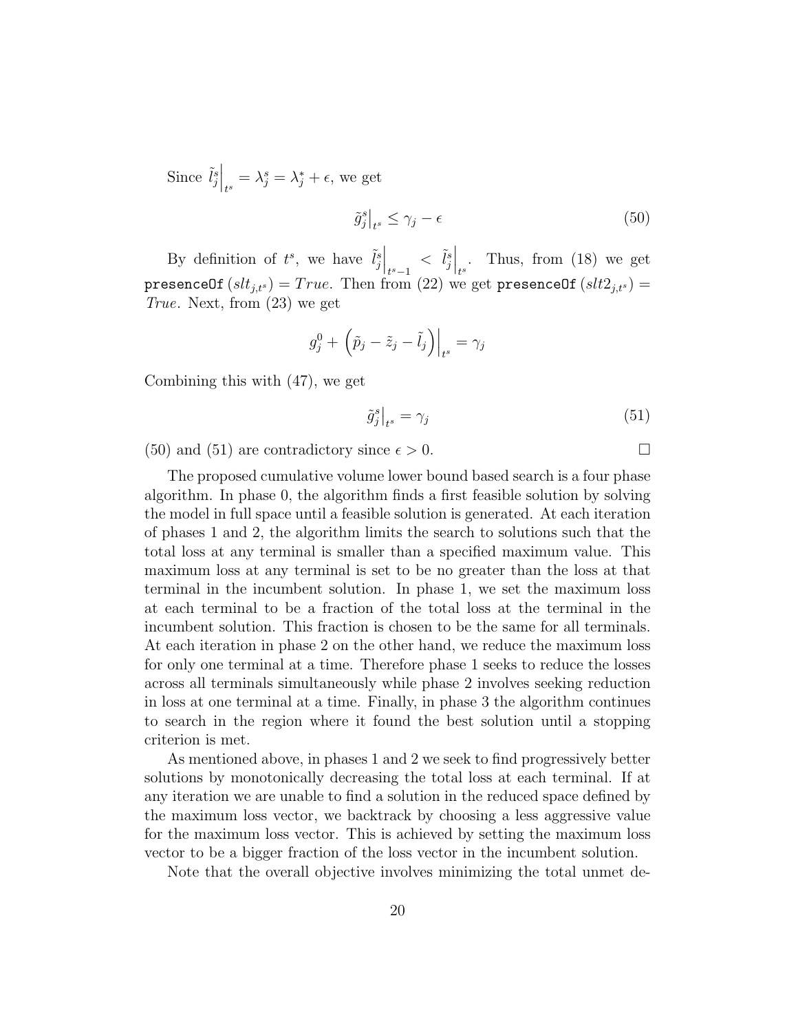Since $\tilde{l}_j^s\Big|_{t^s} = \lambda_j^s = \lambda_j^* + \epsilon$, we get

$$\tilde{g}_j^s\big|_{t^s} \leq \gamma_j - \epsilon \tag{50}$$

By definition of $t^s$, we have $\tilde{l}_j^s\Big|_{t^s-1} < \tilde{l}_j^s\Big|_{t^s}$. Thus, from (18) we get `presenceOf` $(slt_{j,t^s}) = True$. Then from (22) we get `presenceOf` $(slt2_{j,t^s}) = True$. Next, from (23) we get

$$g_j^0 + \left(\tilde{p}_j - \tilde{z}_j - \tilde{l}_j\right)\Big|_{t^s} = \gamma_j$$

Combining this with (47), we get

$$\tilde{g}_j^s\big|_{t^s} = \gamma_j \tag{51}$$

(50) and (51) are contradictory since $\epsilon > 0$. $\square$

The proposed cumulative volume lower bound based search is a four phase algorithm. In phase 0, the algorithm finds a first feasible solution by solving the model in full space until a feasible solution is generated. At each iteration of phases 1 and 2, the algorithm limits the search to solutions such that the total loss at any terminal is smaller than a specified maximum value. This maximum loss at any terminal is set to be no greater than the loss at that terminal in the incumbent solution. In phase 1, we set the maximum loss at each terminal to be a fraction of the total loss at the terminal in the incumbent solution. This fraction is chosen to be the same for all terminals. At each iteration in phase 2 on the other hand, we reduce the maximum loss for only one terminal at a time. Therefore phase 1 seeks to reduce the losses across all terminals simultaneously while phase 2 involves seeking reduction in loss at one terminal at a time. Finally, in phase 3 the algorithm continues to search in the region where it found the best solution until a stopping criterion is met.

As mentioned above, in phases 1 and 2 we seek to find progressively better solutions by monotonically decreasing the total loss at each terminal. If at any iteration we are unable to find a solution in the reduced space defined by the maximum loss vector, we backtrack by choosing a less aggressive value for the maximum loss vector. This is achieved by setting the maximum loss vector to be a bigger fraction of the loss vector in the incumbent solution.

Note that the overall objective involves minimizing the total unmet de-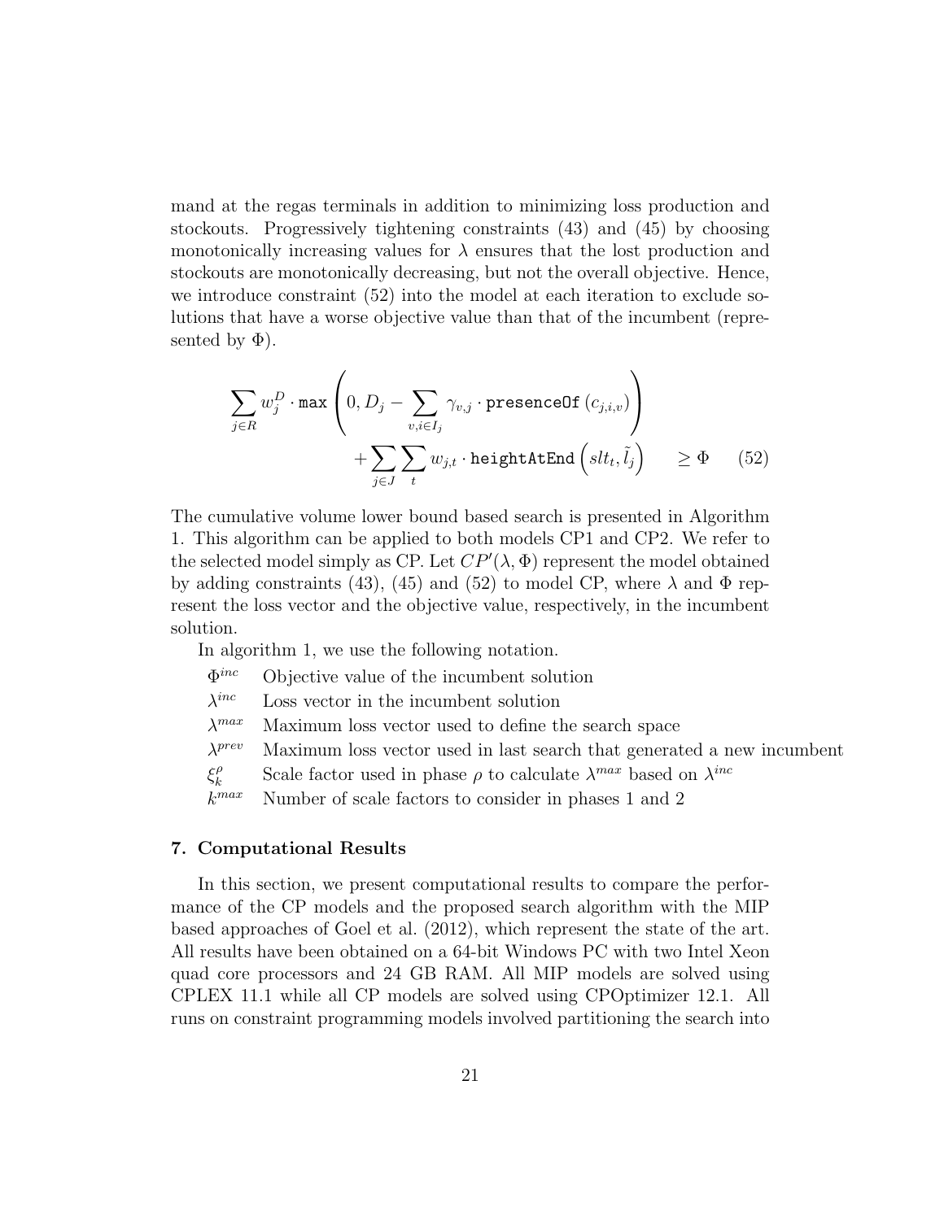mand at the regas terminals in addition to minimizing loss production and stockouts. Progressively tightening constraints (43) and (45) by choosing monotonically increasing values for $\lambda$ ensures that the lost production and stockouts are monotonically decreasing, but not the overall objective. Hence, we introduce constraint (52) into the model at each iteration to exclude solutions that have a worse objective value than that of the incumbent (represented by $\Phi$).

$$\sum_{j \in R} w_j^D \cdot \texttt{max}\left(0, D_j - \sum_{v,i \in I_j} \gamma_{v,j} \cdot \texttt{presenceOf}\left(c_{j,i,v}\right)\right) + \sum_{j \in J} \sum_{t} w_{j,t} \cdot \texttt{heightAtEnd}\left(slt_t, \tilde{l}_j\right) \geq \Phi \qquad (52)$$

The cumulative volume lower bound based search is presented in Algorithm 1. This algorithm can be applied to both models CP1 and CP2. We refer to the selected model simply as CP. Let $CP'(\lambda, \Phi)$ represent the model obtained by adding constraints (43), (45) and (52) to model CP, where $\lambda$ and $\Phi$ represent the loss vector and the objective value, respectively, in the incumbent solution.

In algorithm 1, we use the following notation.

- $\Phi^{inc}$ Objective value of the incumbent solution
- $\lambda^{inc}$ Loss vector in the incumbent solution
- $\lambda^{max}$ Maximum loss vector used to define the search space
- $\lambda^{prev}$ Maximum loss vector used in last search that generated a new incumbent
- $\xi_k^{\rho}$ Scale factor used in phase $\rho$ to calculate $\lambda^{max}$ based on $\lambda^{inc}$
- $k^{max}$ Number of scale factors to consider in phases 1 and 2

## 7. Computational Results

In this section, we present computational results to compare the performance of the CP models and the proposed search algorithm with the MIP based approaches of Goel et al. (2012), which represent the state of the art. All results have been obtained on a 64-bit Windows PC with two Intel Xeon quad core processors and 24 GB RAM. All MIP models are solved using CPLEX 11.1 while all CP models are solved using CPOptimizer 12.1. All runs on constraint programming models involved partitioning the search into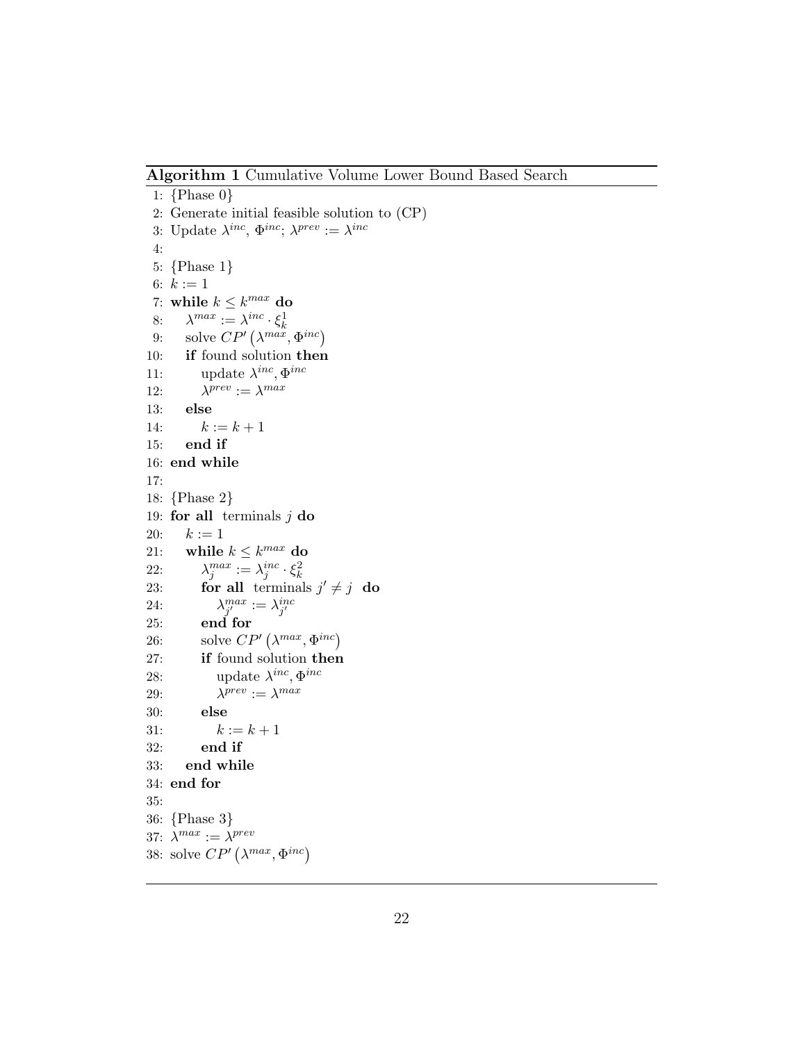**Algorithm 1** Cumulative Volume Lower Bound Based Search

```
1: {Phase 0}
2: Generate initial feasible solution to (CP)
3: Update λ^inc, Φ^inc; λ^prev := λ^inc
4:
5: {Phase 1}
6: k := 1
7: while k ≤ k^max do
8:     λ^max := λ^inc · ξ^1_k
9:     solve CP′(λ^max, Φ^inc)
10:    if found solution then
11:        update λ^inc, Φ^inc
12:        λ^prev := λ^max
13:    else
14:        k := k + 1
15:    end if
16: end while
17:
18: {Phase 2}
19: for all terminals j do
20:    k := 1
21:    while k ≤ k^max do
22:        λ^max_j := λ^inc_j · ξ^2_k
23:        for all terminals j′ ≠ j do
24:            λ^max_j′ := λ^inc_j′
25:        end for
26:        solve CP′(λ^max, Φ^inc)
27:        if found solution then
28:            update λ^inc, Φ^inc
29:            λ^prev := λ^max
30:        else
31:            k := k + 1
32:        end if
33:    end while
34: end for
35:
36: {Phase 3}
37: λ^max := λ^prev
38: solve CP′(λ^max, Φ^inc)
```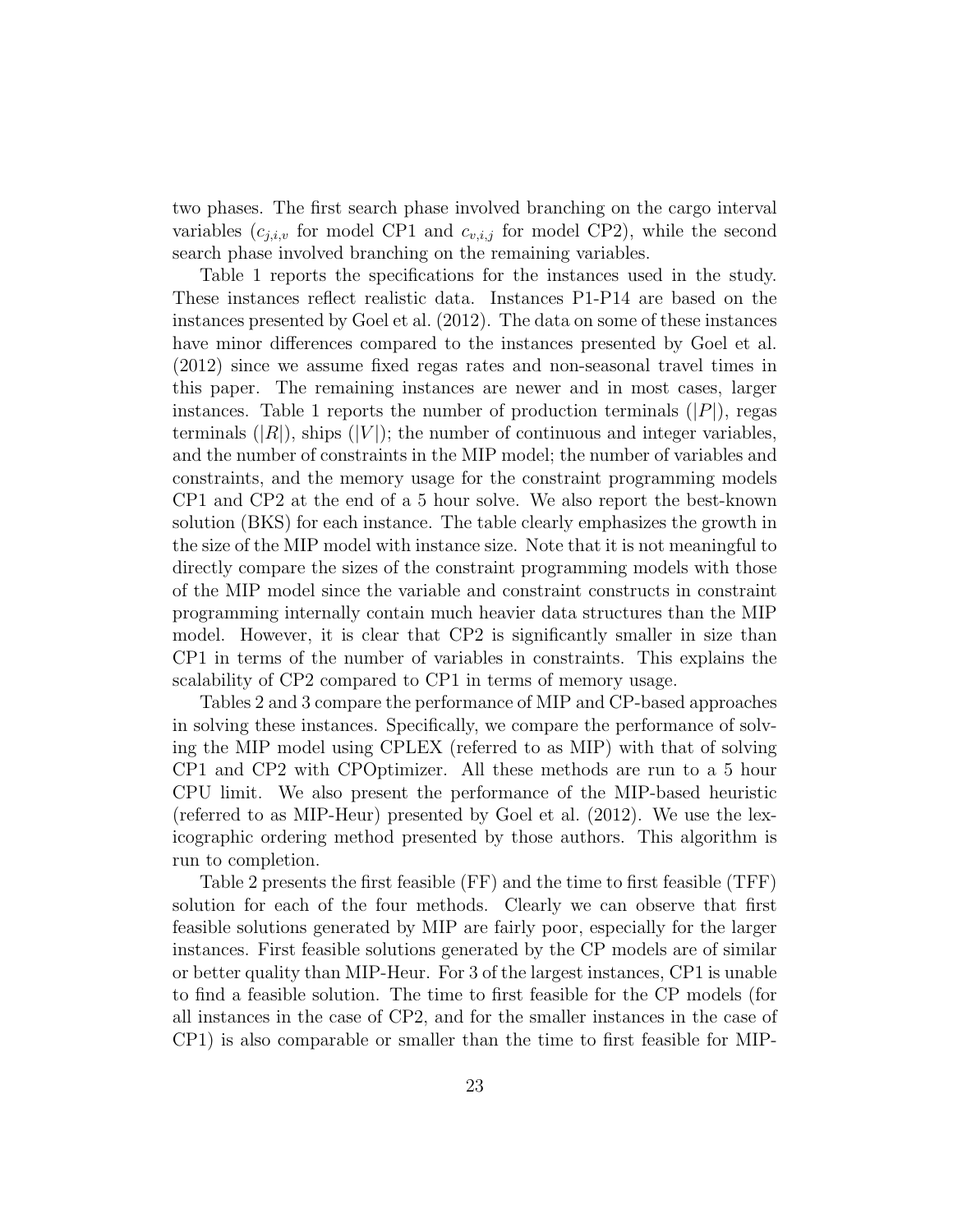two phases. The first search phase involved branching on the cargo interval variables ($c_{j,i,v}$ for model CP1 and $c_{v,i,j}$ for model CP2), while the second search phase involved branching on the remaining variables.

Table 1 reports the specifications for the instances used in the study. These instances reflect realistic data. Instances P1-P14 are based on the instances presented by Goel et al. (2012). The data on some of these instances have minor differences compared to the instances presented by Goel et al. (2012) since we assume fixed regas rates and non-seasonal travel times in this paper. The remaining instances are newer and in most cases, larger instances. Table 1 reports the number of production terminals ($|P|$), regas terminals ($|R|$), ships ($|V|$); the number of continuous and integer variables, and the number of constraints in the MIP model; the number of variables and constraints, and the memory usage for the constraint programming models CP1 and CP2 at the end of a 5 hour solve. We also report the best-known solution (BKS) for each instance. The table clearly emphasizes the growth in the size of the MIP model with instance size. Note that it is not meaningful to directly compare the sizes of the constraint programming models with those of the MIP model since the variable and constraint constructs in constraint programming internally contain much heavier data structures than the MIP model. However, it is clear that CP2 is significantly smaller in size than CP1 in terms of the number of variables in constraints. This explains the scalability of CP2 compared to CP1 in terms of memory usage.

Tables 2 and 3 compare the performance of MIP and CP-based approaches in solving these instances. Specifically, we compare the performance of solving the MIP model using CPLEX (referred to as MIP) with that of solving CP1 and CP2 with CPOptimizer. All these methods are run to a 5 hour CPU limit. We also present the performance of the MIP-based heuristic (referred to as MIP-Heur) presented by Goel et al. (2012). We use the lexicographic ordering method presented by those authors. This algorithm is run to completion.

Table 2 presents the first feasible (FF) and the time to first feasible (TFF) solution for each of the four methods. Clearly we can observe that first feasible solutions generated by MIP are fairly poor, especially for the larger instances. First feasible solutions generated by the CP models are of similar or better quality than MIP-Heur. For 3 of the largest instances, CP1 is unable to find a feasible solution. The time to first feasible for the CP models (for all instances in the case of CP2, and for the smaller instances in the case of CP1) is also comparable or smaller than the time to first feasible for MIP-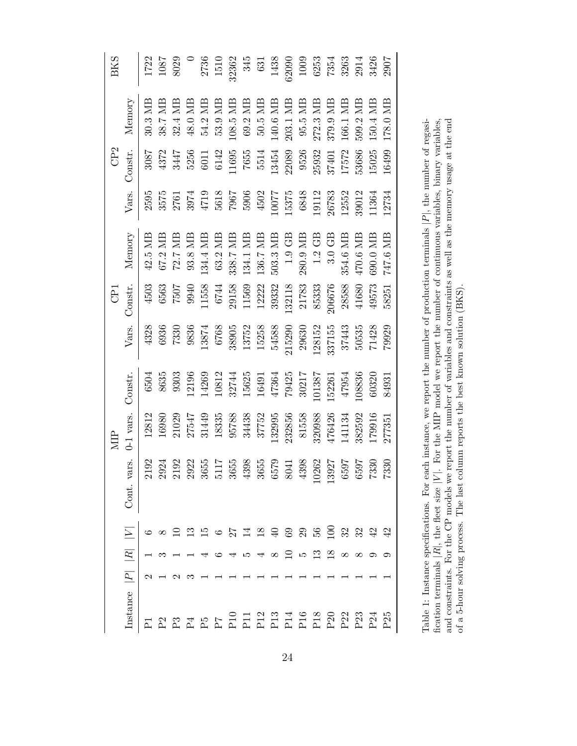| Instance | $\|P\|$ | $\|R\|$ | $\|V\|$ | MIP | | | CP1 | | | CP2 | | | BKS |
|---|---|---|---|---|---|---|---|---|---|---|---|---|---|
| | | | | Cont. vars. | 0-1 vars. | Constr. | Vars. | Constr. | Memory | Vars. | Constr. | Memory | |
| P1 | 2 | 1 | 6 | 2192 | 12812 | 6504 | 4328 | 4503 | 42.5 MB | 2595 | 3087 | 30.3 MB | 1722 |
| P2 | 1 | 3 | 8 | 2924 | 16980 | 8635 | 6936 | 6563 | 67.2 MB | 3575 | 4372 | 38.7 MB | 1087 |
| P3 | 2 | 1 | 10 | 2192 | 21029 | 9303 | 7330 | 7507 | 72.7 MB | 2761 | 3447 | 32.4 MB | 8029 |
| P4 | 3 | 1 | 13 | 2922 | 27547 | 12196 | 9836 | 9940 | 93.8 MB | 3974 | 5256 | 48.0 MB | 0 |
| P5 | 1 | 4 | 15 | 3655 | 31449 | 14269 | 13874 | 11558 | 134.4 MB | 4719 | 6011 | 54.2 MB | 2736 |
| P7 | 1 | 6 | 6 | 5117 | 18335 | 10812 | 6768 | 6744 | 63.2 MB | 5618 | 6142 | 53.9 MB | 1510 |
| P10 | 1 | 4 | 27 | 3655 | 95788 | 32744 | 38905 | 29158 | 338.7 MB | 7967 | 11695 | 108.5 MB | 32362 |
| P11 | 1 | 5 | 14 | 4398 | 34438 | 15625 | 13752 | 11569 | 134.1 MB | 5906 | 7655 | 69.2 MB | 345 |
| P12 | 1 | 4 | 18 | 3655 | 37752 | 16491 | 15258 | 12222 | 136.7 MB | 4502 | 5514 | 50.5 MB | 631 |
| P13 | 1 | 8 | 40 | 6579 | 132995 | 47364 | 54588 | 39332 | 503.3 MB | 10077 | 13454 | 140.6 MB | 1438 |
| P14 | 1 | 10 | 69 | 8041 | 232856 | 79425 | 215290 | 132118 | 1.9 GB | 15375 | 22089 | 203.1 MB | 62090 |
| P16 | 1 | 5 | 29 | 4398 | 81558 | 30217 | 29630 | 21783 | 280.9 MB | 6848 | 9526 | 95.5 MB | 1009 |
| P18 | 1 | 13 | 56 | 10262 | 320988 | 101387 | 128152 | 85333 | 1.2 GB | 19112 | 25932 | 272.3 MB | 6253 |
| P20 | 1 | 18 | 100 | 13927 | 476426 | 152261 | 337155 | 206676 | 3.0 GB | 26783 | 37401 | 379.9 MB | 7354 |
| P22 | 1 | 8 | 32 | 6597 | 141134 | 47954 | 37443 | 28588 | 354.6 MB | 12552 | 17572 | 166.1 MB | 3263 |
| P23 | 1 | 8 | 32 | 6597 | 382592 | 108836 | 50535 | 41680 | 470.6 MB | 39012 | 53686 | 599.2 MB | 2914 |
| P24 | 1 | 9 | 42 | 7330 | 179916 | 60320 | 71428 | 49573 | 690.0 MB | 11364 | 15025 | 150.4 MB | 3426 |
| P25 | 1 | 9 | 42 | 7330 | 277351 | 84931 | 79929 | 58251 | 747.6 MB | 12734 | 16499 | 178.0 MB | 2907 |

Table 1: Instance specifications. For each instance, we report the number of production terminals $|P|$, the number of regasification terminals $|R|$, the fleet size $|V|$. For the MIP model we report the number of continuous variables, binary variables, and constraints. For the CP models we report the number of variables and constraints as well as the memory usage at the end of a 5-hour solving process. The last column reports the best known solution (BKS).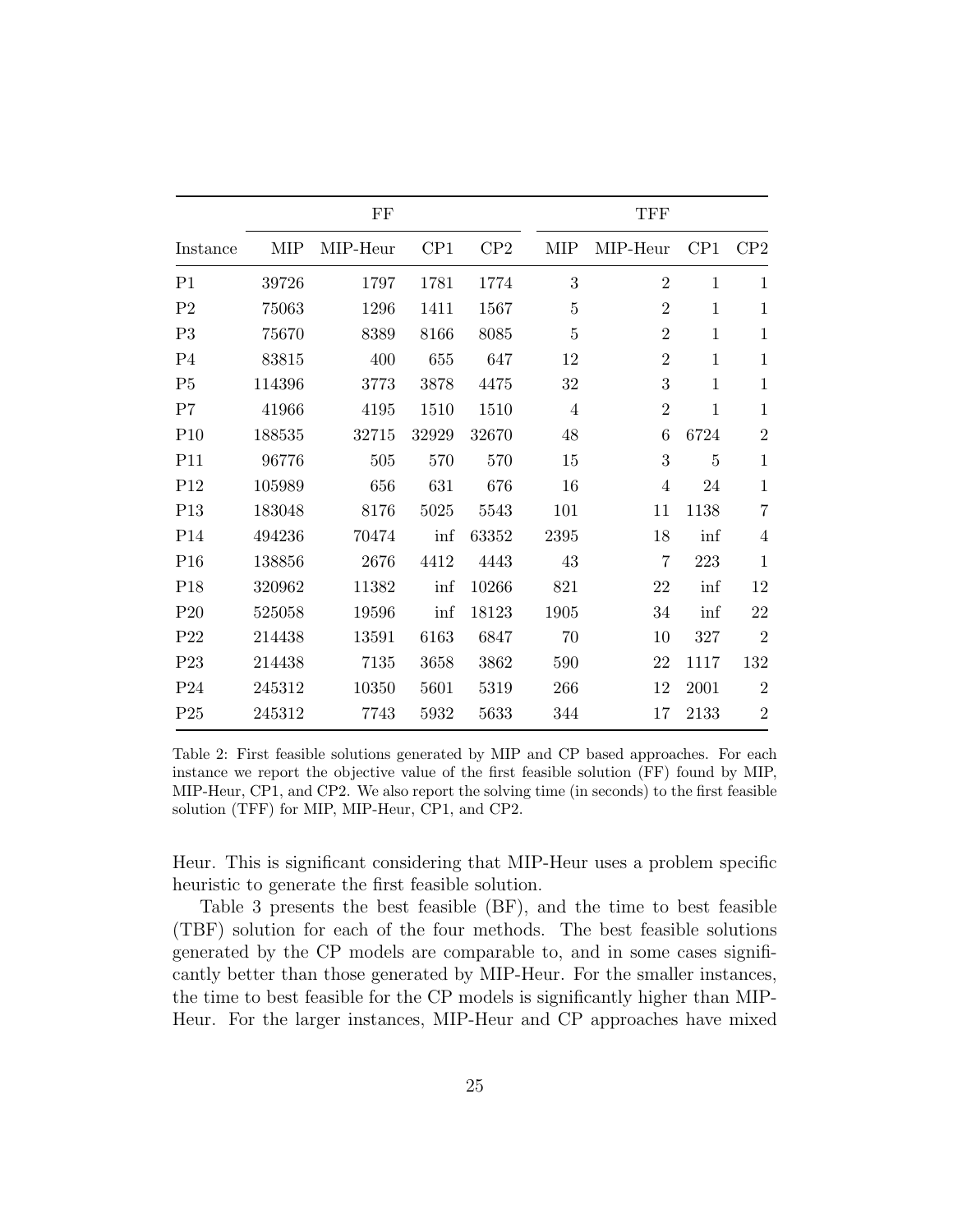| | FF | | | | TFF | | | |
|---|---|---|---|---|---|---|---|---|
| Instance | MIP | MIP-Heur | CP1 | CP2 | MIP | MIP-Heur | CP1 | CP2 |
| P1 | 39726 | 1797 | 1781 | 1774 | 3 | 2 | 1 | 1 |
| P2 | 75063 | 1296 | 1411 | 1567 | 5 | 2 | 1 | 1 |
| P3 | 75670 | 8389 | 8166 | 8085 | 5 | 2 | 1 | 1 |
| P4 | 83815 | 400 | 655 | 647 | 12 | 2 | 1 | 1 |
| P5 | 114396 | 3773 | 3878 | 4475 | 32 | 3 | 1 | 1 |
| P7 | 41966 | 4195 | 1510 | 1510 | 4 | 2 | 1 | 1 |
| P10 | 188535 | 32715 | 32929 | 32670 | 48 | 6 | 6724 | 2 |
| P11 | 96776 | 505 | 570 | 570 | 15 | 3 | 5 | 1 |
| P12 | 105989 | 656 | 631 | 676 | 16 | 4 | 24 | 1 |
| P13 | 183048 | 8176 | 5025 | 5543 | 101 | 11 | 1138 | 7 |
| P14 | 494236 | 70474 | inf | 63352 | 2395 | 18 | inf | 4 |
| P16 | 138856 | 2676 | 4412 | 4443 | 43 | 7 | 223 | 1 |
| P18 | 320962 | 11382 | inf | 10266 | 821 | 22 | inf | 12 |
| P20 | 525058 | 19596 | inf | 18123 | 1905 | 34 | inf | 22 |
| P22 | 214438 | 13591 | 6163 | 6847 | 70 | 10 | 327 | 2 |
| P23 | 214438 | 7135 | 3658 | 3862 | 590 | 22 | 1117 | 132 |
| P24 | 245312 | 10350 | 5601 | 5319 | 266 | 12 | 2001 | 2 |
| P25 | 245312 | 7743 | 5932 | 5633 | 344 | 17 | 2133 | 2 |

Table 2: First feasible solutions generated by MIP and CP based approaches. For each instance we report the objective value of the first feasible solution (FF) found by MIP, MIP-Heur, CP1, and CP2. We also report the solving time (in seconds) to the first feasible solution (TFF) for MIP, MIP-Heur, CP1, and CP2.

Heur. This is significant considering that MIP-Heur uses a problem specific heuristic to generate the first feasible solution.

Table 3 presents the best feasible (BF), and the time to best feasible (TBF) solution for each of the four methods. The best feasible solutions generated by the CP models are comparable to, and in some cases significantly better than those generated by MIP-Heur. For the smaller instances, the time to best feasible for the CP models is significantly higher than MIP-Heur. For the larger instances, MIP-Heur and CP approaches have mixed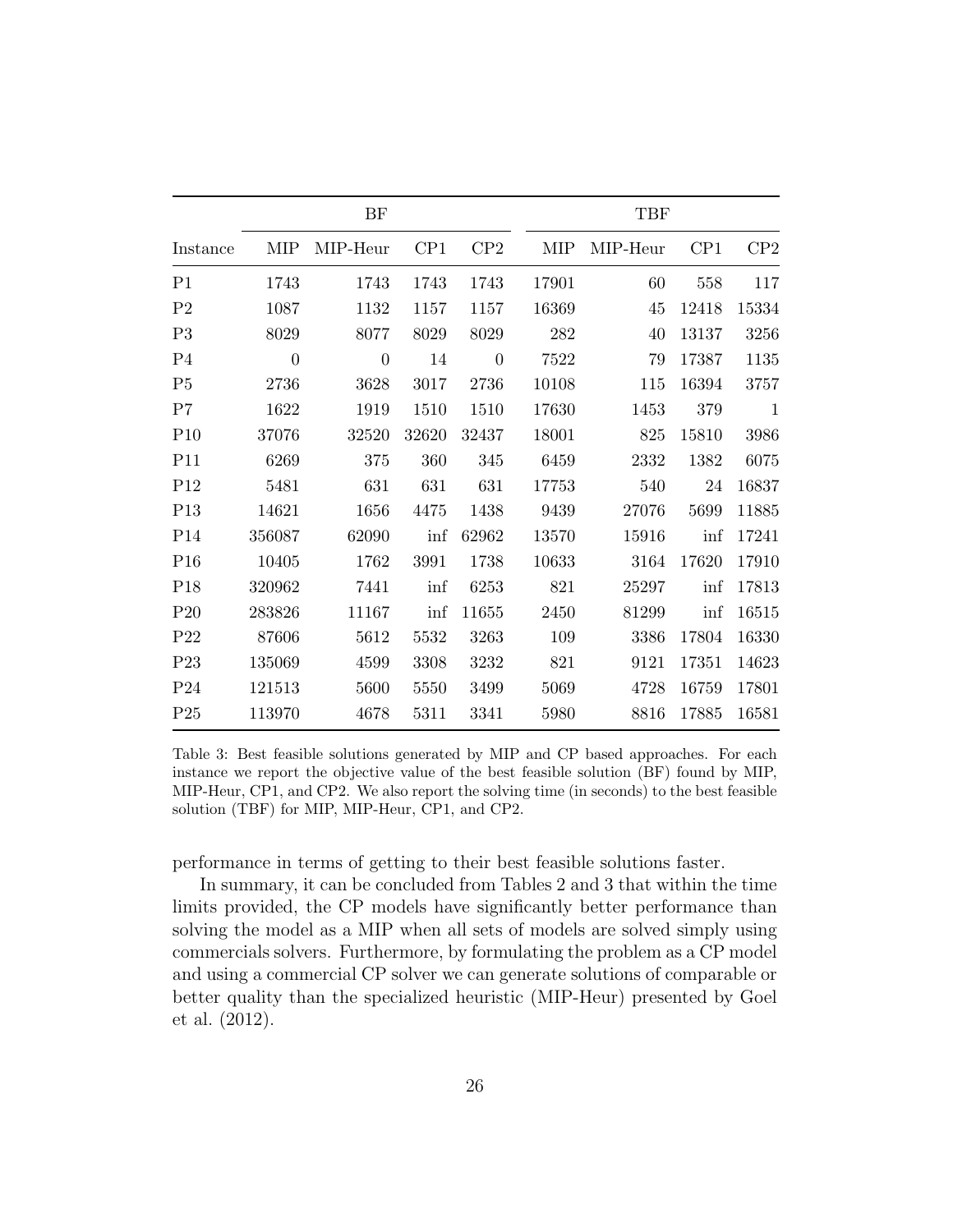| | BF | | | | TBF | | | |
|---|---|---|---|---|---|---|---|---|
| Instance | MIP | MIP-Heur | CP1 | CP2 | MIP | MIP-Heur | CP1 | CP2 |
| P1 | 1743 | 1743 | 1743 | 1743 | 17901 | 60 | 558 | 117 |
| P2 | 1087 | 1132 | 1157 | 1157 | 16369 | 45 | 12418 | 15334 |
| P3 | 8029 | 8077 | 8029 | 8029 | 282 | 40 | 13137 | 3256 |
| P4 | 0 | 0 | 14 | 0 | 7522 | 79 | 17387 | 1135 |
| P5 | 2736 | 3628 | 3017 | 2736 | 10108 | 115 | 16394 | 3757 |
| P7 | 1622 | 1919 | 1510 | 1510 | 17630 | 1453 | 379 | 1 |
| P10 | 37076 | 32520 | 32620 | 32437 | 18001 | 825 | 15810 | 3986 |
| P11 | 6269 | 375 | 360 | 345 | 6459 | 2332 | 1382 | 6075 |
| P12 | 5481 | 631 | 631 | 631 | 17753 | 540 | 24 | 16837 |
| P13 | 14621 | 1656 | 4475 | 1438 | 9439 | 27076 | 5699 | 11885 |
| P14 | 356087 | 62090 | inf | 62962 | 13570 | 15916 | inf | 17241 |
| P16 | 10405 | 1762 | 3991 | 1738 | 10633 | 3164 | 17620 | 17910 |
| P18 | 320962 | 7441 | inf | 6253 | 821 | 25297 | inf | 17813 |
| P20 | 283826 | 11167 | inf | 11655 | 2450 | 81299 | inf | 16515 |
| P22 | 87606 | 5612 | 5532 | 3263 | 109 | 3386 | 17804 | 16330 |
| P23 | 135069 | 4599 | 3308 | 3232 | 821 | 9121 | 17351 | 14623 |
| P24 | 121513 | 5600 | 5550 | 3499 | 5069 | 4728 | 16759 | 17801 |
| P25 | 113970 | 4678 | 5311 | 3341 | 5980 | 8816 | 17885 | 16581 |

Table 3: Best feasible solutions generated by MIP and CP based approaches. For each instance we report the objective value of the best feasible solution (BF) found by MIP, MIP-Heur, CP1, and CP2. We also report the solving time (in seconds) to the best feasible solution (TBF) for MIP, MIP-Heur, CP1, and CP2.

performance in terms of getting to their best feasible solutions faster.

In summary, it can be concluded from Tables 2 and 3 that within the time limits provided, the CP models have significantly better performance than solving the model as a MIP when all sets of models are solved simply using commercials solvers. Furthermore, by formulating the problem as a CP model and using a commercial CP solver we can generate solutions of comparable or better quality than the specialized heuristic (MIP-Heur) presented by Goel et al. (2012).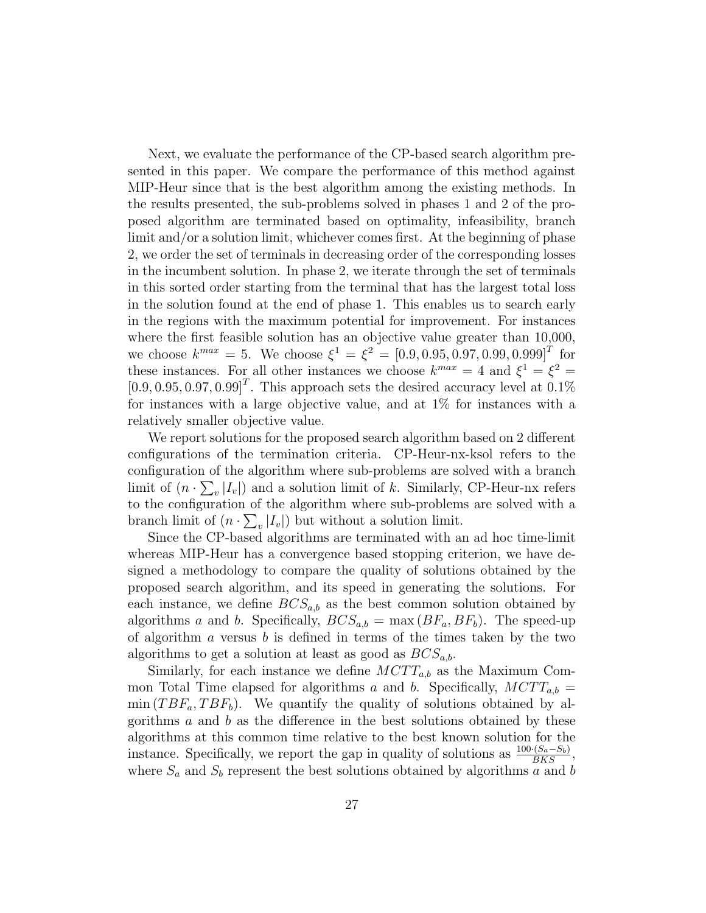Next, we evaluate the performance of the CP-based search algorithm presented in this paper. We compare the performance of this method against MIP-Heur since that is the best algorithm among the existing methods. In the results presented, the sub-problems solved in phases 1 and 2 of the proposed algorithm are terminated based on optimality, infeasibility, branch limit and/or a solution limit, whichever comes first. At the beginning of phase 2, we order the set of terminals in decreasing order of the corresponding losses in the incumbent solution. In phase 2, we iterate through the set of terminals in this sorted order starting from the terminal that has the largest total loss in the solution found at the end of phase 1. This enables us to search early in the regions with the maximum potential for improvement. For instances where the first feasible solution has an objective value greater than 10,000, we choose $k^{max} = 5$. We choose $\xi^1 = \xi^2 = [0.9, 0.95, 0.97, 0.99, 0.999]^T$ for these instances. For all other instances we choose $k^{max} = 4$ and $\xi^1 = \xi^2 = [0.9, 0.95, 0.97, 0.99]^T$. This approach sets the desired accuracy level at 0.1% for instances with a large objective value, and at 1% for instances with a relatively smaller objective value.

We report solutions for the proposed search algorithm based on 2 different configurations of the termination criteria. CP-Heur-nx-ksol refers to the configuration of the algorithm where sub-problems are solved with a branch limit of $(n \cdot \sum_v |I_v|)$ and a solution limit of $k$. Similarly, CP-Heur-nx refers to the configuration of the algorithm where sub-problems are solved with a branch limit of $(n \cdot \sum_v |I_v|)$ but without a solution limit.

Since the CP-based algorithms are terminated with an ad hoc time-limit whereas MIP-Heur has a convergence based stopping criterion, we have designed a methodology to compare the quality of solutions obtained by the proposed search algorithm, and its speed in generating the solutions. For each instance, we define $BCS_{a,b}$ as the best common solution obtained by algorithms $a$ and $b$. Specifically, $BCS_{a,b} = \max(BF_a, BF_b)$. The speed-up of algorithm $a$ versus $b$ is defined in terms of the times taken by the two algorithms to get a solution at least as good as $BCS_{a,b}$.

Similarly, for each instance we define $MCTT_{a,b}$ as the Maximum Common Total Time elapsed for algorithms $a$ and $b$. Specifically, $MCTT_{a,b} = \min(TBF_a, TBF_b)$. We quantify the quality of solutions obtained by algorithms $a$ and $b$ as the difference in the best solutions obtained by these algorithms at this common time relative to the best known solution for the instance. Specifically, we report the gap in quality of solutions as $\frac{100 \cdot (S_a - S_b)}{BKS}$, where $S_a$ and $S_b$ represent the best solutions obtained by algorithms $a$ and $b$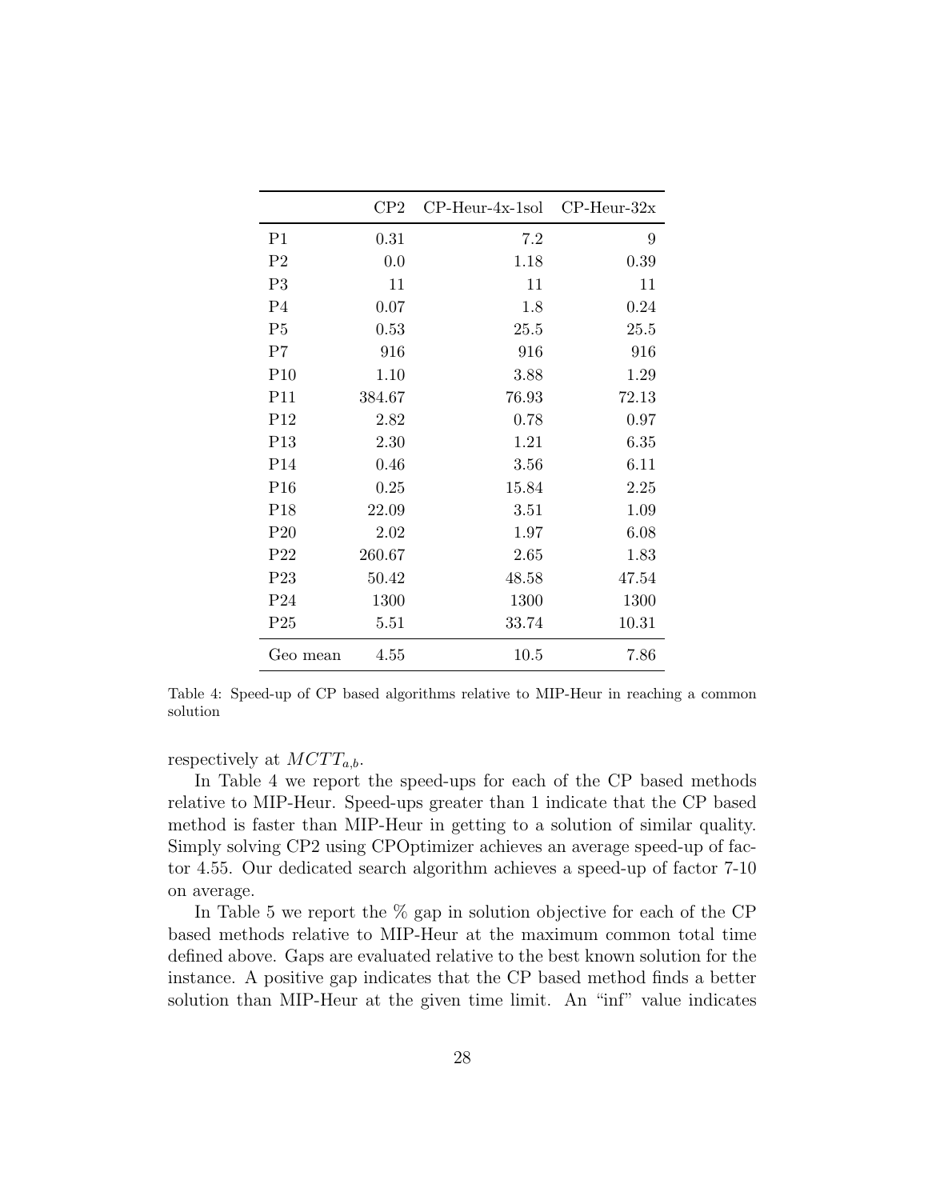|  | CP2 | CP-Heur-4x-1sol | CP-Heur-32x |
|---|---|---|---|
| P1 | 0.31 | 7.2 | 9 |
| P2 | 0.0 | 1.18 | 0.39 |
| P3 | 11 | 11 | 11 |
| P4 | 0.07 | 1.8 | 0.24 |
| P5 | 0.53 | 25.5 | 25.5 |
| P7 | 916 | 916 | 916 |
| P10 | 1.10 | 3.88 | 1.29 |
| P11 | 384.67 | 76.93 | 72.13 |
| P12 | 2.82 | 0.78 | 0.97 |
| P13 | 2.30 | 1.21 | 6.35 |
| P14 | 0.46 | 3.56 | 6.11 |
| P16 | 0.25 | 15.84 | 2.25 |
| P18 | 22.09 | 3.51 | 1.09 |
| P20 | 2.02 | 1.97 | 6.08 |
| P22 | 260.67 | 2.65 | 1.83 |
| P23 | 50.42 | 48.58 | 47.54 |
| P24 | 1300 | 1300 | 1300 |
| P25 | 5.51 | 33.74 | 10.31 |
| Geo mean | 4.55 | 10.5 | 7.86 |

Table 4: Speed-up of CP based algorithms relative to MIP-Heur in reaching a common solution

respectively at $MCTT_{a,b}$.

In Table 4 we report the speed-ups for each of the CP based methods relative to MIP-Heur. Speed-ups greater than 1 indicate that the CP based method is faster than MIP-Heur in getting to a solution of similar quality. Simply solving CP2 using CPOptimizer achieves an average speed-up of factor 4.55. Our dedicated search algorithm achieves a speed-up of factor 7-10 on average.

In Table 5 we report the % gap in solution objective for each of the CP based methods relative to MIP-Heur at the maximum common total time defined above. Gaps are evaluated relative to the best known solution for the instance. A positive gap indicates that the CP based method finds a better solution than MIP-Heur at the given time limit. An "inf" value indicates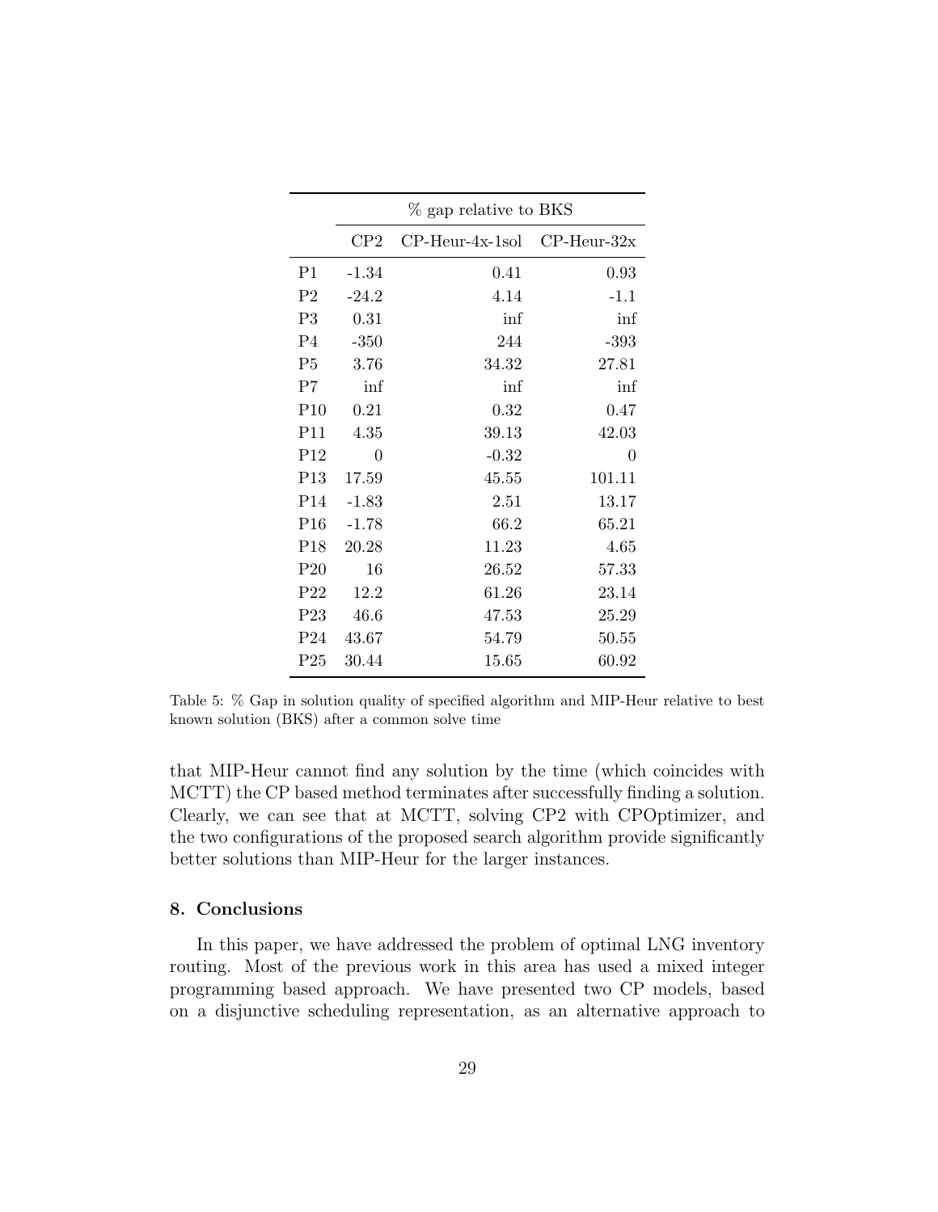| | % gap relative to BKS | | |
|---|---|---|---|
| | CP2 | CP-Heur-4x-1sol | CP-Heur-32x |
| P1 | -1.34 | 0.41 | 0.93 |
| P2 | -24.2 | 4.14 | -1.1 |
| P3 | 0.31 | inf | inf |
| P4 | -350 | 244 | -393 |
| P5 | 3.76 | 34.32 | 27.81 |
| P7 | inf | inf | inf |
| P10 | 0.21 | 0.32 | 0.47 |
| P11 | 4.35 | 39.13 | 42.03 |
| P12 | 0 | -0.32 | 0 |
| P13 | 17.59 | 45.55 | 101.11 |
| P14 | -1.83 | 2.51 | 13.17 |
| P16 | -1.78 | 66.2 | 65.21 |
| P18 | 20.28 | 11.23 | 4.65 |
| P20 | 16 | 26.52 | 57.33 |
| P22 | 12.2 | 61.26 | 23.14 |
| P23 | 46.6 | 47.53 | 25.29 |
| P24 | 43.67 | 54.79 | 50.55 |
| P25 | 30.44 | 15.65 | 60.92 |

Table 5: % Gap in solution quality of specified algorithm and MIP-Heur relative to best known solution (BKS) after a common solve time

that MIP-Heur cannot find any solution by the time (which coincides with MCTT) the CP based method terminates after successfully finding a solution. Clearly, we can see that at MCTT, solving CP2 with CPOptimizer, and the two configurations of the proposed search algorithm provide significantly better solutions than MIP-Heur for the larger instances.

## 8. Conclusions

In this paper, we have addressed the problem of optimal LNG inventory routing. Most of the previous work in this area has used a mixed integer programming based approach. We have presented two CP models, based on a disjunctive scheduling representation, as an alternative approach to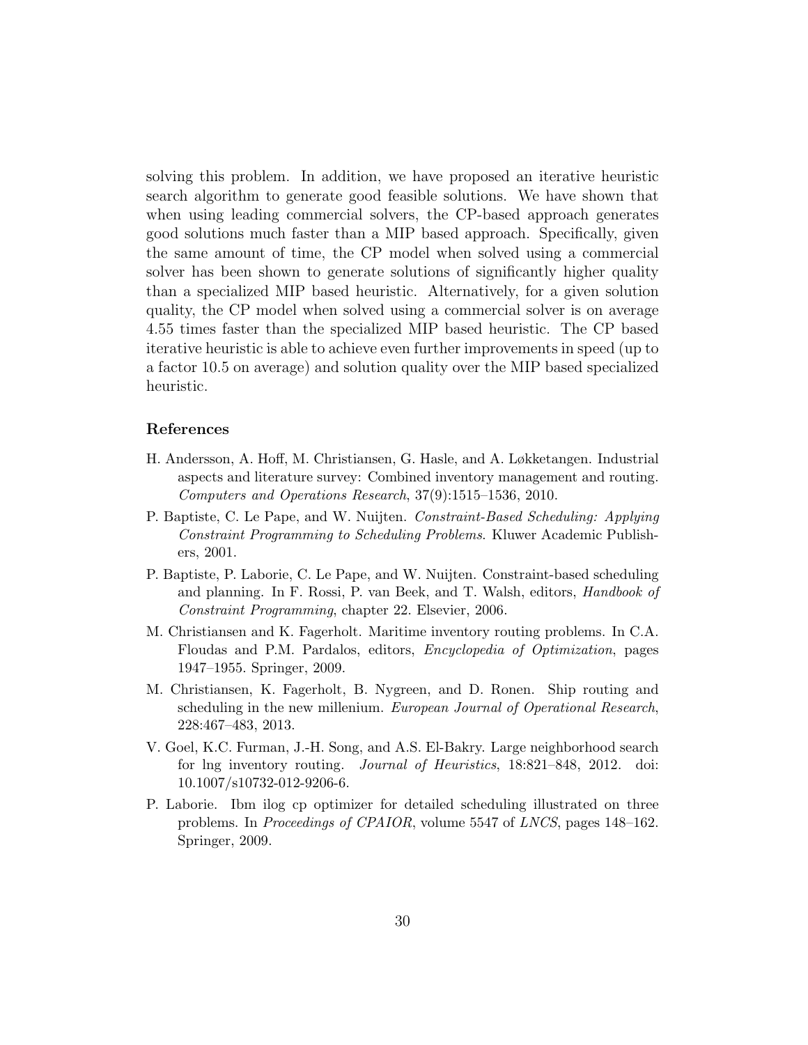solving this problem. In addition, we have proposed an iterative heuristic search algorithm to generate good feasible solutions. We have shown that when using leading commercial solvers, the CP-based approach generates good solutions much faster than a MIP based approach. Specifically, given the same amount of time, the CP model when solved using a commercial solver has been shown to generate solutions of significantly higher quality than a specialized MIP based heuristic. Alternatively, for a given solution quality, the CP model when solved using a commercial solver is on average 4.55 times faster than the specialized MIP based heuristic. The CP based iterative heuristic is able to achieve even further improvements in speed (up to a factor 10.5 on average) and solution quality over the MIP based specialized heuristic.

## References

H. Andersson, A. Hoff, M. Christiansen, G. Hasle, and A. Løkketangen. Industrial aspects and literature survey: Combined inventory management and routing. *Computers and Operations Research*, 37(9):1515–1536, 2010.

P. Baptiste, C. Le Pape, and W. Nuijten. *Constraint-Based Scheduling: Applying Constraint Programming to Scheduling Problems*. Kluwer Academic Publishers, 2001.

P. Baptiste, P. Laborie, C. Le Pape, and W. Nuijten. Constraint-based scheduling and planning. In F. Rossi, P. van Beek, and T. Walsh, editors, *Handbook of Constraint Programming*, chapter 22. Elsevier, 2006.

M. Christiansen and K. Fagerholt. Maritime inventory routing problems. In C.A. Floudas and P.M. Pardalos, editors, *Encyclopedia of Optimization*, pages 1947–1955. Springer, 2009.

M. Christiansen, K. Fagerholt, B. Nygreen, and D. Ronen. Ship routing and scheduling in the new millenium. *European Journal of Operational Research*, 228:467–483, 2013.

V. Goel, K.C. Furman, J.-H. Song, and A.S. El-Bakry. Large neighborhood search for lng inventory routing. *Journal of Heuristics*, 18:821–848, 2012. doi: 10.1007/s10732-012-9206-6.

P. Laborie. Ibm ilog cp optimizer for detailed scheduling illustrated on three problems. In *Proceedings of CPAIOR*, volume 5547 of *LNCS*, pages 148–162. Springer, 2009.